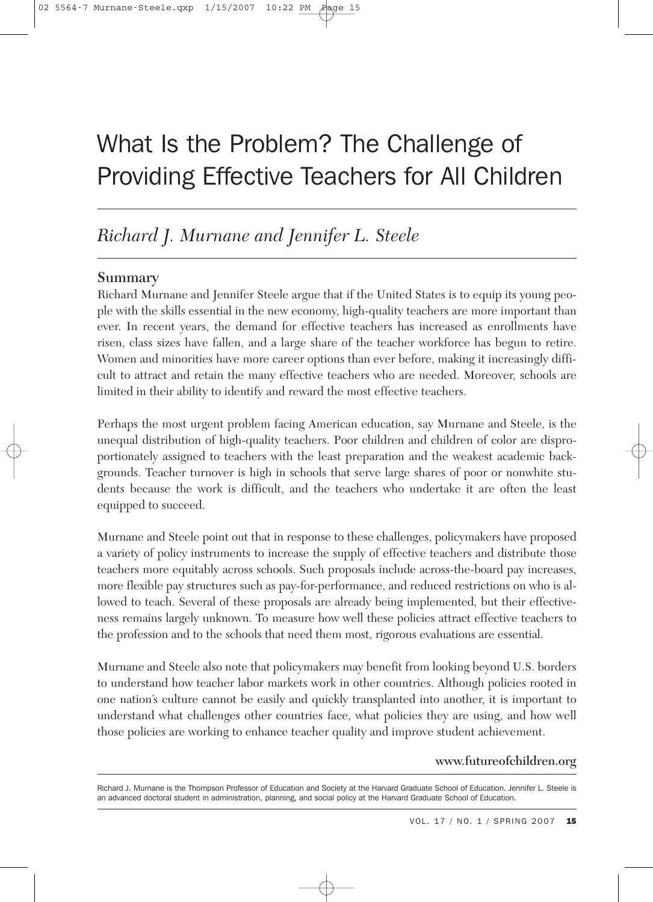# What Is the Problem? The Challenge of Providing Effective Teachers for All Children

## *Richard J. Murnane and Jennifer L. Steele*

### Summary

Richard Murnane and Jennifer Steele argue that if the United States is to equip its young people with the skills essential in the new economy, high-quality teachers are more important than ever. In recent years, the demand for effective teachers has increased as enrollments have risen, class sizes have fallen, and a large share of the teacher workforce has begun to retire. Women and minorities have more career options than ever before, making it increasingly difficult to attract and retain the many effective teachers who are needed. Moreover, schools are limited in their ability to identify and reward the most effective teachers.

Perhaps the most urgent problem facing American education, say Murnane and Steele, is the unequal distribution of high-quality teachers. Poor children and children of color are disproportionately assigned to teachers with the least preparation and the weakest academic backgrounds. Teacher turnover is high in schools that serve large shares of poor or nonwhite students because the work is difficult, and the teachers who undertake it are often the least equipped to succeed.

Murnane and Steele point out that in response to these challenges, policymakers have proposed a variety of policy instruments to increase the supply of effective teachers and distribute those teachers more equitably across schools. Such proposals include across-the-board pay increases, more flexible pay structures such as pay-for-performance, and reduced restrictions on who is allowed to teach. Several of these proposals are already being implemented, but their effectiveness remains largely unknown. To measure how well these policies attract effective teachers to the profession and to the schools that need them most, rigorous evaluations are essential.

Murnane and Steele also note that policymakers may benefit from looking beyond U.S. borders to understand how teacher labor markets work in other countries. Although policies rooted in one nation's culture cannot be easily and quickly transplanted into another, it is important to understand what challenges other countries face, what policies they are using, and how well those policies are working to enhance teacher quality and improve student achievement.

**www.futureofchildren.org**

Richard J. Murnane is the Thompson Professor of Education and Society at the Harvard Graduate School of Education. Jennifer L. Steele is an advanced doctoral student in administration, planning, and social policy at the Harvard Graduate School of Education.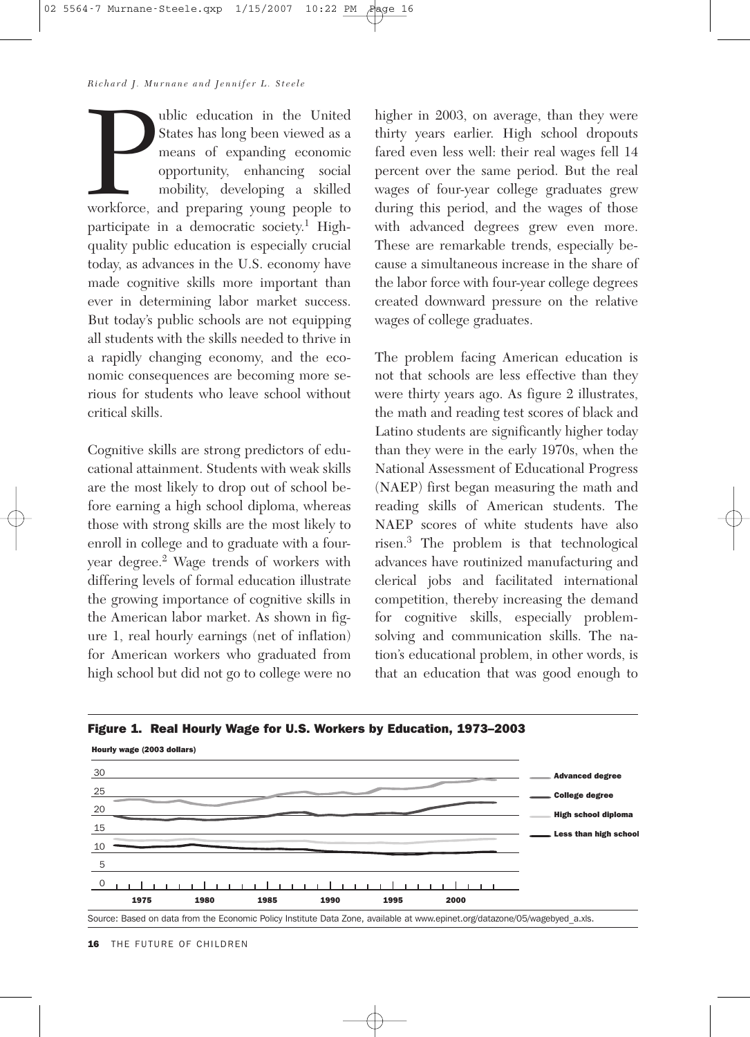Public education in the United States has long been viewed as a means of expanding economic opportunity, enhancing social mobility, developing a skilled workforce, and preparing young people to participate in a democratic society.[1] High-quality public education is especially crucial today, as advances in the U.S. economy have made cognitive skills more important than ever in determining labor market success. But today's public schools are not equipping all students with the skills needed to thrive in a rapidly changing economy, and the economic consequences are becoming more serious for students who leave school without critical skills.

Cognitive skills are strong predictors of educational attainment. Students with weak skills are the most likely to drop out of school before earning a high school diploma, whereas those with strong skills are the most likely to enroll in college and to graduate with a four-year degree.[2] Wage trends of workers with differing levels of formal education illustrate the growing importance of cognitive skills in the American labor market. As shown in figure 1, real hourly earnings (net of inflation) for American workers who graduated from high school but did not go to college were no higher in 2003, on average, than they were thirty years earlier. High school dropouts fared even less well: their real wages fell 14 percent over the same period. But the real wages of four-year college graduates grew during this period, and the wages of those with advanced degrees grew even more. These are remarkable trends, especially because a simultaneous increase in the share of the labor force with four-year college degrees created downward pressure on the relative wages of college graduates.

The problem facing American education is not that schools are less effective than they were thirty years ago. As figure 2 illustrates, the math and reading test scores of black and Latino students are significantly higher today than they were in the early 1970s, when the National Assessment of Educational Progress (NAEP) first began measuring the math and reading skills of American students. The NAEP scores of white students have also risen.[3] The problem is that technological advances have routinized manufacturing and clerical jobs and facilitated international competition, thereby increasing the demand for cognitive skills, especially problem-solving and communication skills. The nation's educational problem, in other words, is that an education that was good enough to

**Figure 1. Real Hourly Wage for U.S. Workers by Education, 1973–2003**

Hourly wage (2003 dollars)

Legend: Advanced degree; College degree; High school diploma; Less than high school

Y-axis: 0, 5, 10, 15, 20, 25, 30. X-axis: 1975, 1980, 1985, 1990, 1995, 2000.

Source: Based on data from the Economic Policy Institute Data Zone, available at www.epinet.org/datazone/05/wagebyed_a.xls.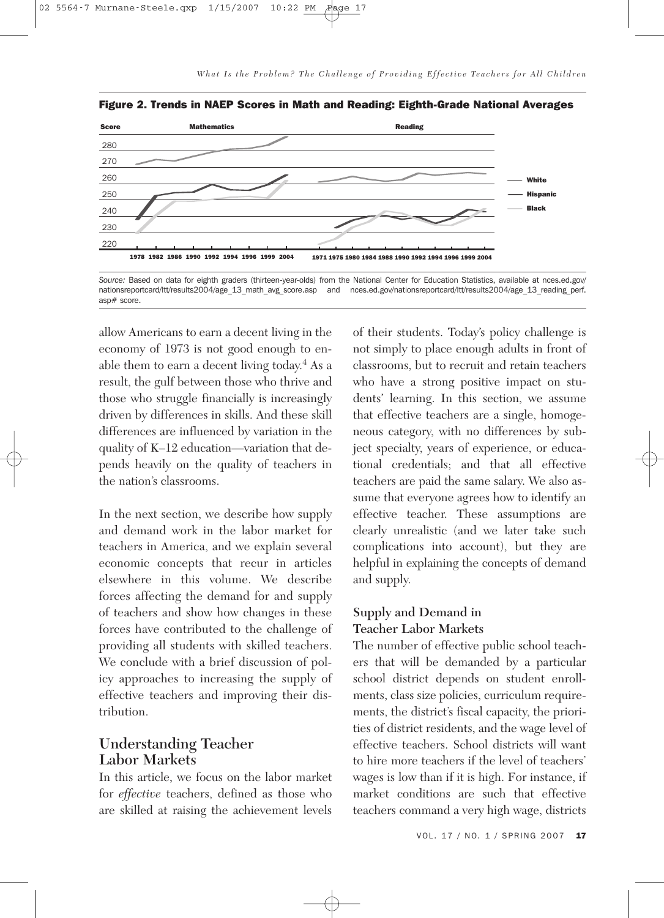**Figure 2. Trends in NAEP Scores in Math and Reading: Eighth-Grade National Averages**

*Source:* Based on data for eighth graders (thirteen-year-olds) from the National Center for Education Statistics, available at nces.ed.gov/nationsreportcard/ltt/results2004/age_13_math_avg_score.asp and nces.ed.gov/nationsreportcard/ltt/results2004/age_13_reading_perf.asp# score.

allow Americans to earn a decent living in the economy of 1973 is not good enough to enable them to earn a decent living today.[4] As a result, the gulf between those who thrive and those who struggle financially is increasingly driven by differences in skills. And these skill differences are influenced by variation in the quality of K–12 education—variation that depends heavily on the quality of teachers in the nation's classrooms.

In the next section, we describe how supply and demand work in the labor market for teachers in America, and we explain several economic concepts that recur in articles elsewhere in this volume. We describe forces affecting the demand for and supply of teachers and show how changes in these forces have contributed to the challenge of providing all students with skilled teachers. We conclude with a brief discussion of policy approaches to increasing the supply of effective teachers and improving their distribution.

## Understanding Teacher Labor Markets

In this article, we focus on the labor market for *effective* teachers, defined as those who are skilled at raising the achievement levels of their students. Today's policy challenge is not simply to place enough adults in front of classrooms, but to recruit and retain teachers who have a strong positive impact on students' learning. In this section, we assume that effective teachers are a single, homogeneous category, with no differences by subject specialty, years of experience, or educational credentials; and that all effective teachers are paid the same salary. We also assume that everyone agrees how to identify an effective teacher. These assumptions are clearly unrealistic (and we later take such complications into account), but they are helpful in explaining the concepts of demand and supply.

### Supply and Demand in Teacher Labor Markets

The number of effective public school teachers that will be demanded by a particular school district depends on student enrollments, class size policies, curriculum requirements, the district's fiscal capacity, the priorities of district residents, and the wage level of effective teachers. School districts will want to hire more teachers if the level of teachers' wages is low than if it is high. For instance, if market conditions are such that effective teachers command a very high wage, districts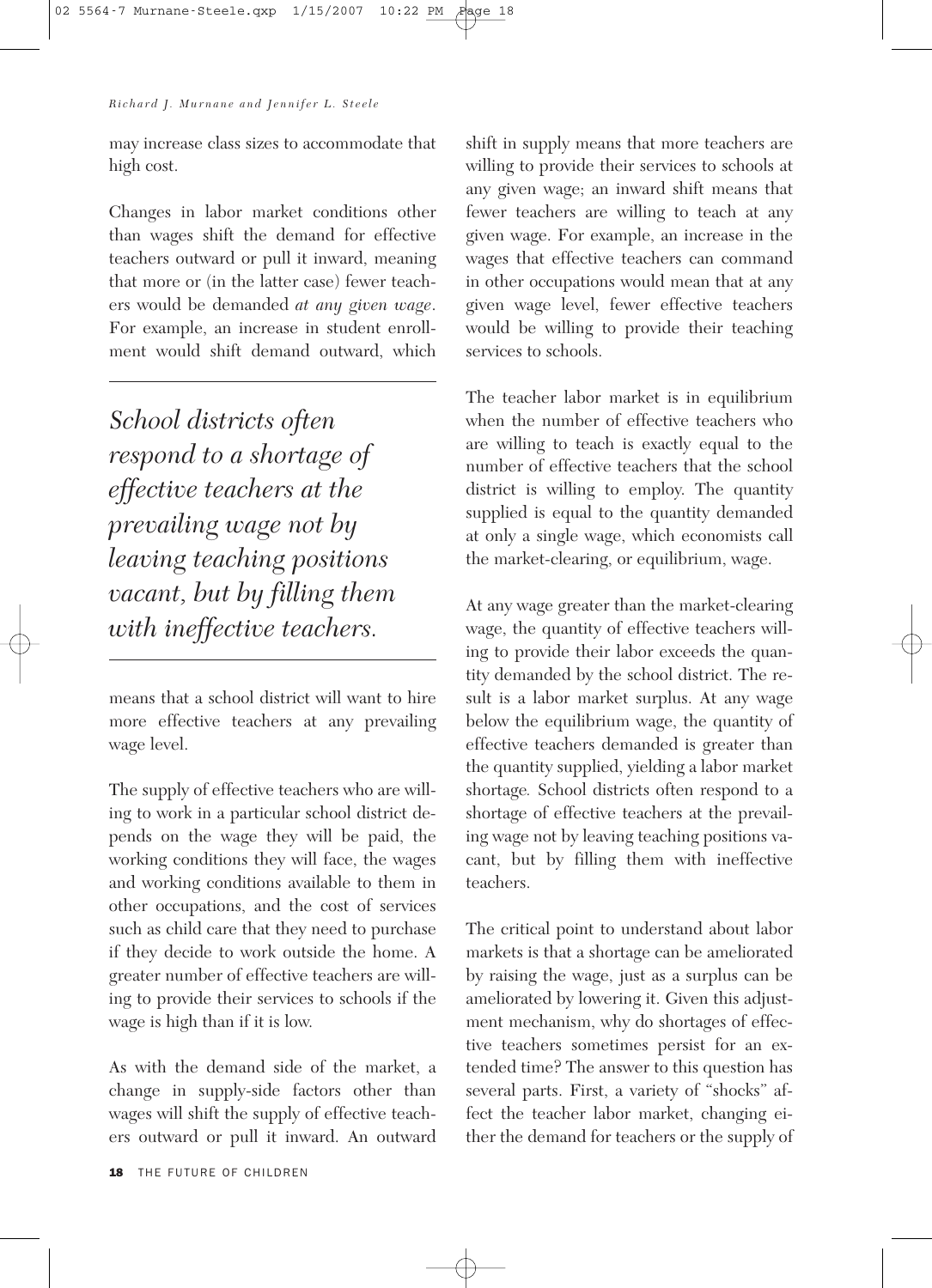may increase class sizes to accommodate that high cost.

Changes in labor market conditions other than wages shift the demand for effective teachers outward or pull it inward, meaning that more or (in the latter case) fewer teachers would be demanded *at any given wage*. For example, an increase in student enrollment would shift demand outward, which means that a school district will want to hire more effective teachers at any prevailing wage level.

> *School districts often respond to a shortage of effective teachers at the prevailing wage not by leaving teaching positions vacant, but by filling them with ineffective teachers.*

The supply of effective teachers who are willing to work in a particular school district depends on the wage they will be paid, the working conditions they will face, the wages and working conditions available to them in other occupations, and the cost of services such as child care that they need to purchase if they decide to work outside the home. A greater number of effective teachers are willing to provide their services to schools if the wage is high than if it is low.

As with the demand side of the market, a change in supply-side factors other than wages will shift the supply of effective teachers outward or pull it inward. An outward shift in supply means that more teachers are willing to provide their services to schools at any given wage; an inward shift means that fewer teachers are willing to teach at any given wage. For example, an increase in the wages that effective teachers can command in other occupations would mean that at any given wage level, fewer effective teachers would be willing to provide their teaching services to schools.

The teacher labor market is in equilibrium when the number of effective teachers who are willing to teach is exactly equal to the number of effective teachers that the school district is willing to employ. The quantity supplied is equal to the quantity demanded at only a single wage, which economists call the market-clearing, or equilibrium, wage.

At any wage greater than the market-clearing wage, the quantity of effective teachers willing to provide their labor exceeds the quantity demanded by the school district. The result is a labor market surplus. At any wage below the equilibrium wage, the quantity of effective teachers demanded is greater than the quantity supplied, yielding a labor market shortage. School districts often respond to a shortage of effective teachers at the prevailing wage not by leaving teaching positions vacant, but by filling them with ineffective teachers.

The critical point to understand about labor markets is that a shortage can be ameliorated by raising the wage, just as a surplus can be ameliorated by lowering it. Given this adjustment mechanism, why do shortages of effective teachers sometimes persist for an extended time? The answer to this question has several parts. First, a variety of "shocks" affect the teacher labor market, changing either the demand for teachers or the supply of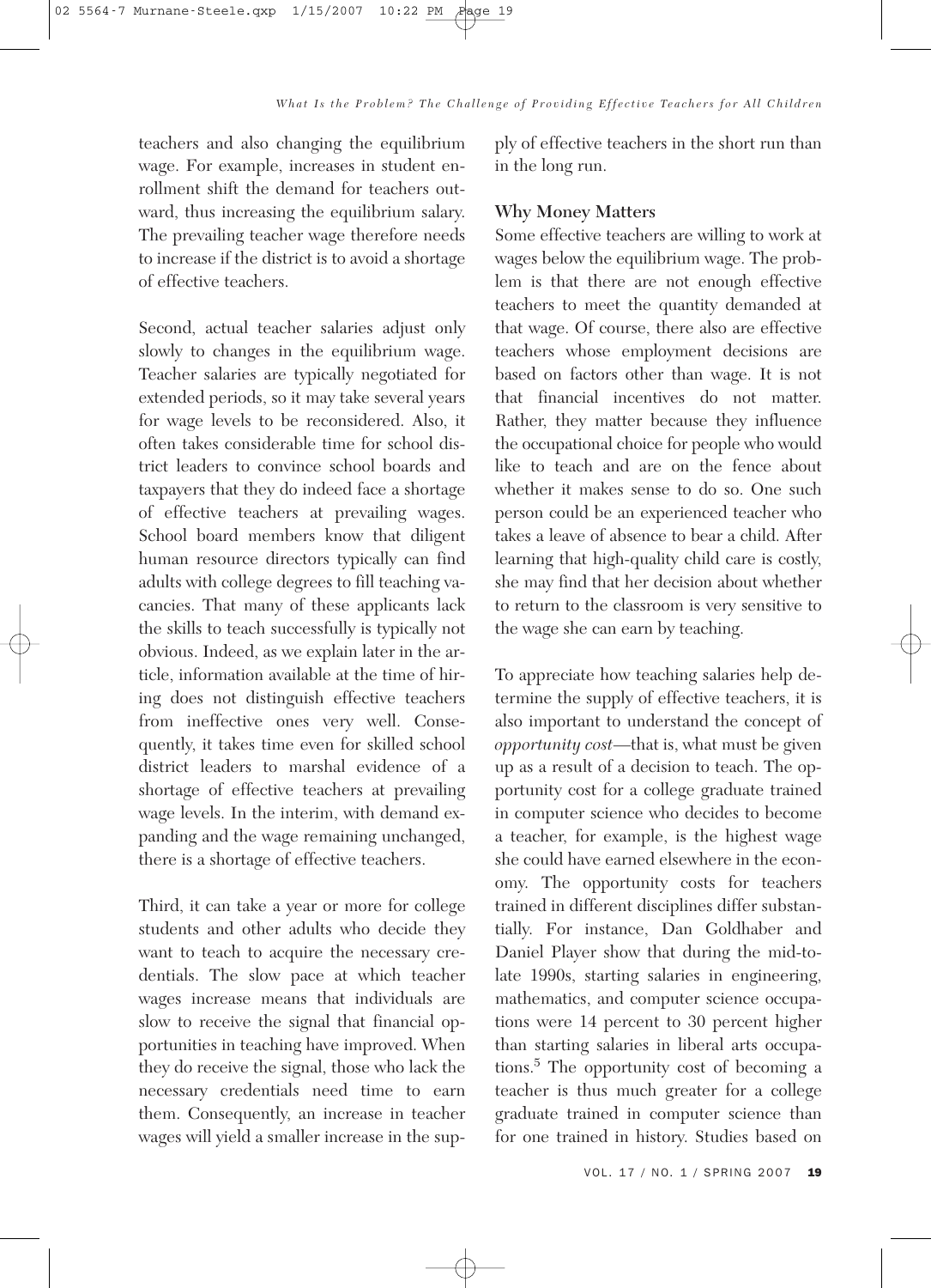teachers and also changing the equilibrium wage. For example, increases in student enrollment shift the demand for teachers outward, thus increasing the equilibrium salary. The prevailing teacher wage therefore needs to increase if the district is to avoid a shortage of effective teachers.

Second, actual teacher salaries adjust only slowly to changes in the equilibrium wage. Teacher salaries are typically negotiated for extended periods, so it may take several years for wage levels to be reconsidered. Also, it often takes considerable time for school district leaders to convince school boards and taxpayers that they do indeed face a shortage of effective teachers at prevailing wages. School board members know that diligent human resource directors typically can find adults with college degrees to fill teaching vacancies. That many of these applicants lack the skills to teach successfully is typically not obvious. Indeed, as we explain later in the article, information available at the time of hiring does not distinguish effective teachers from ineffective ones very well. Consequently, it takes time even for skilled school district leaders to marshal evidence of a shortage of effective teachers at prevailing wage levels. In the interim, with demand expanding and the wage remaining unchanged, there is a shortage of effective teachers.

Third, it can take a year or more for college students and other adults who decide they want to teach to acquire the necessary credentials. The slow pace at which teacher wages increase means that individuals are slow to receive the signal that financial opportunities in teaching have improved. When they do receive the signal, those who lack the necessary credentials need time to earn them. Consequently, an increase in teacher wages will yield a smaller increase in the supply of effective teachers in the short run than in the long run.

## Why Money Matters

Some effective teachers are willing to work at wages below the equilibrium wage. The problem is that there are not enough effective teachers to meet the quantity demanded at that wage. Of course, there also are effective teachers whose employment decisions are based on factors other than wage. It is not that financial incentives do not matter. Rather, they matter because they influence the occupational choice for people who would like to teach and are on the fence about whether it makes sense to do so. One such person could be an experienced teacher who takes a leave of absence to bear a child. After learning that high-quality child care is costly, she may find that her decision about whether to return to the classroom is very sensitive to the wage she can earn by teaching.

To appreciate how teaching salaries help determine the supply of effective teachers, it is also important to understand the concept of *opportunity cost*—that is, what must be given up as a result of a decision to teach. The opportunity cost for a college graduate trained in computer science who decides to become a teacher, for example, is the highest wage she could have earned elsewhere in the economy. The opportunity costs for teachers trained in different disciplines differ substantially. For instance, Dan Goldhaber and Daniel Player show that during the mid-to-late 1990s, starting salaries in engineering, mathematics, and computer science occupations were 14 percent to 30 percent higher than starting salaries in liberal arts occupations.[5] The opportunity cost of becoming a teacher is thus much greater for a college graduate trained in computer science than for one trained in history. Studies based on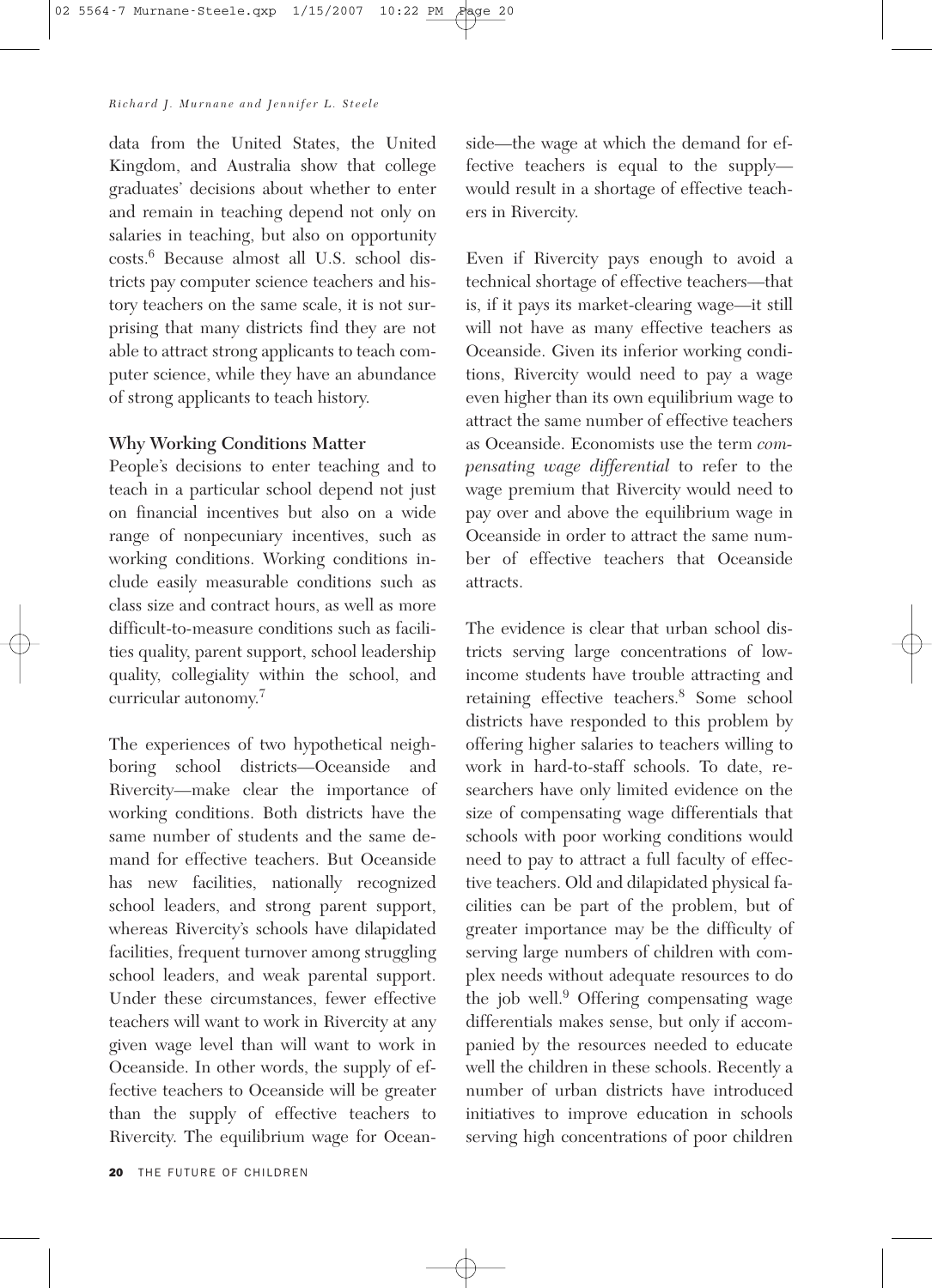data from the United States, the United Kingdom, and Australia show that college graduates' decisions about whether to enter and remain in teaching depend not only on salaries in teaching, but also on opportunity costs.[6] Because almost all U.S. school districts pay computer science teachers and history teachers on the same scale, it is not surprising that many districts find they are not able to attract strong applicants to teach computer science, while they have an abundance of strong applicants to teach history.

## Why Working Conditions Matter

People's decisions to enter teaching and to teach in a particular school depend not just on financial incentives but also on a wide range of nonpecuniary incentives, such as working conditions. Working conditions include easily measurable conditions such as class size and contract hours, as well as more difficult-to-measure conditions such as facilities quality, parent support, school leadership quality, collegiality within the school, and curricular autonomy.[7]

The experiences of two hypothetical neighboring school districts—Oceanside and Rivercity—make clear the importance of working conditions. Both districts have the same number of students and the same demand for effective teachers. But Oceanside has new facilities, nationally recognized school leaders, and strong parent support, whereas Rivercity's schools have dilapidated facilities, frequent turnover among struggling school leaders, and weak parental support. Under these circumstances, fewer effective teachers will want to work in Rivercity at any given wage level than will want to work in Oceanside. In other words, the supply of effective teachers to Oceanside will be greater than the supply of effective teachers to Rivercity. The equilibrium wage for Oceanside—the wage at which the demand for effective teachers is equal to the supply—would result in a shortage of effective teachers in Rivercity.

Even if Rivercity pays enough to avoid a technical shortage of effective teachers—that is, if it pays its market-clearing wage—it still will not have as many effective teachers as Oceanside. Given its inferior working conditions, Rivercity would need to pay a wage even higher than its own equilibrium wage to attract the same number of effective teachers as Oceanside. Economists use the term *compensating wage differential* to refer to the wage premium that Rivercity would need to pay over and above the equilibrium wage in Oceanside in order to attract the same number of effective teachers that Oceanside attracts.

The evidence is clear that urban school districts serving large concentrations of low-income students have trouble attracting and retaining effective teachers.[8] Some school districts have responded to this problem by offering higher salaries to teachers willing to work in hard-to-staff schools. To date, researchers have only limited evidence on the size of compensating wage differentials that schools with poor working conditions would need to pay to attract a full faculty of effective teachers. Old and dilapidated physical facilities can be part of the problem, but of greater importance may be the difficulty of serving large numbers of children with complex needs without adequate resources to do the job well.[9] Offering compensating wage differentials makes sense, but only if accompanied by the resources needed to educate well the children in these schools. Recently a number of urban districts have introduced initiatives to improve education in schools serving high concentrations of poor children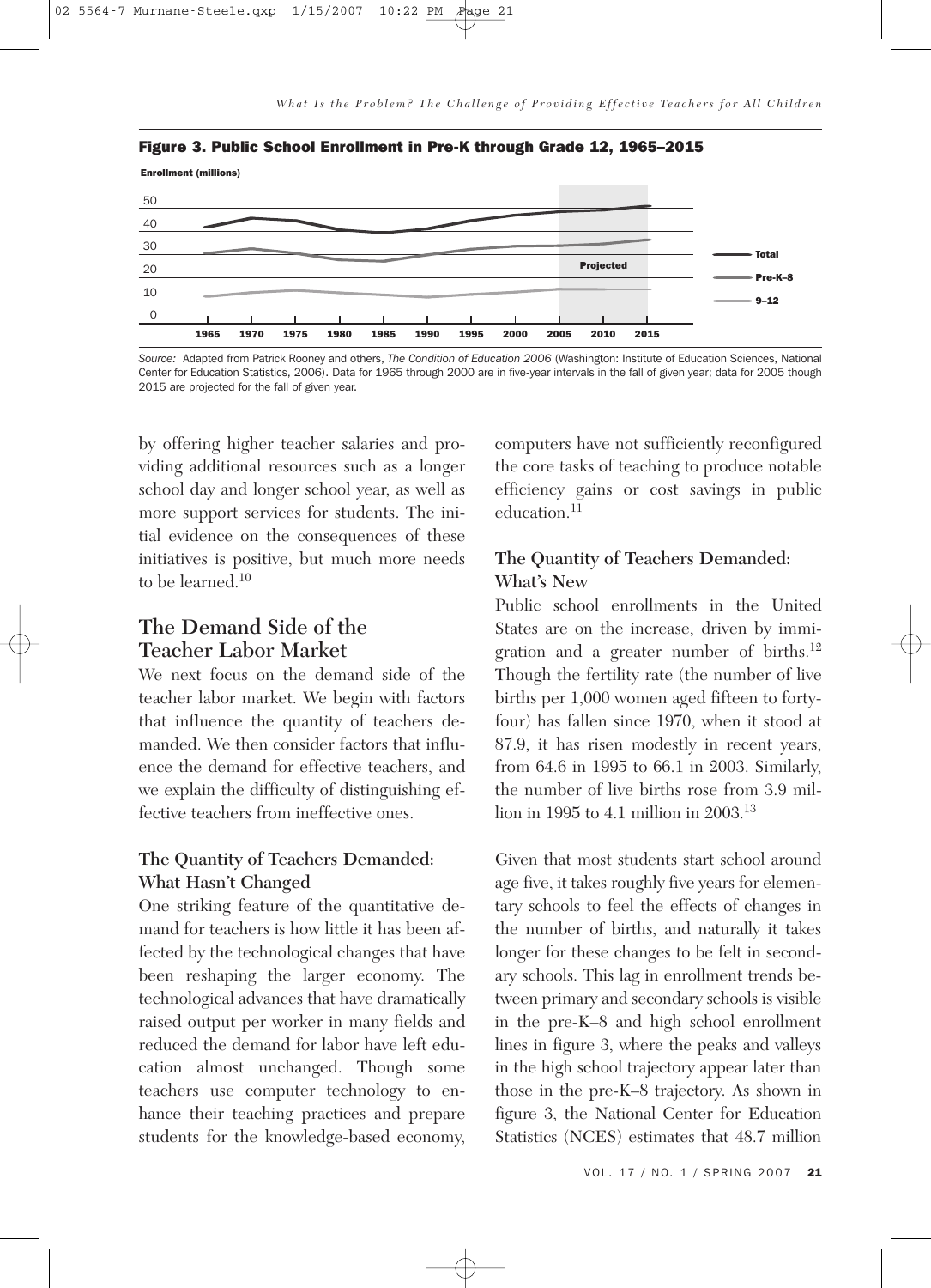**Figure 3. Public School Enrollment in Pre-K through Grade 12, 1965–2015**

*Source:* Adapted from Patrick Rooney and others, *The Condition of Education 2006* (Washington: Institute of Education Sciences, National Center for Education Statistics, 2006). Data for 1965 through 2000 are in five-year intervals in the fall of given year; data for 2005 though 2015 are projected for the fall of given year.

by offering higher teacher salaries and providing additional resources such as a longer school day and longer school year, as well as more support services for students. The initial evidence on the consequences of these initiatives is positive, but much more needs to be learned.[10]

## The Demand Side of the Teacher Labor Market

We next focus on the demand side of the teacher labor market. We begin with factors that influence the quantity of teachers demanded. We then consider factors that influence the demand for effective teachers, and we explain the difficulty of distinguishing effective teachers from ineffective ones.

### The Quantity of Teachers Demanded: What Hasn't Changed

One striking feature of the quantitative demand for teachers is how little it has been affected by the technological changes that have been reshaping the larger economy. The technological advances that have dramatically raised output per worker in many fields and reduced the demand for labor have left education almost unchanged. Though some teachers use computer technology to enhance their teaching practices and prepare students for the knowledge-based economy, computers have not sufficiently reconfigured the core tasks of teaching to produce notable efficiency gains or cost savings in public education.[11]

### The Quantity of Teachers Demanded: What's New

Public school enrollments in the United States are on the increase, driven by immigration and a greater number of births.[12] Though the fertility rate (the number of live births per 1,000 women aged fifteen to forty-four) has fallen since 1970, when it stood at 87.9, it has risen modestly in recent years, from 64.6 in 1995 to 66.1 in 2003. Similarly, the number of live births rose from 3.9 million in 1995 to 4.1 million in 2003.[13]

Given that most students start school around age five, it takes roughly five years for elementary schools to feel the effects of changes in the number of births, and naturally it takes longer for these changes to be felt in secondary schools. This lag in enrollment trends between primary and secondary schools is visible in the pre-K–8 and high school enrollment lines in figure 3, where the peaks and valleys in the high school trajectory appear later than those in the pre-K–8 trajectory. As shown in figure 3, the National Center for Education Statistics (NCES) estimates that 48.7 million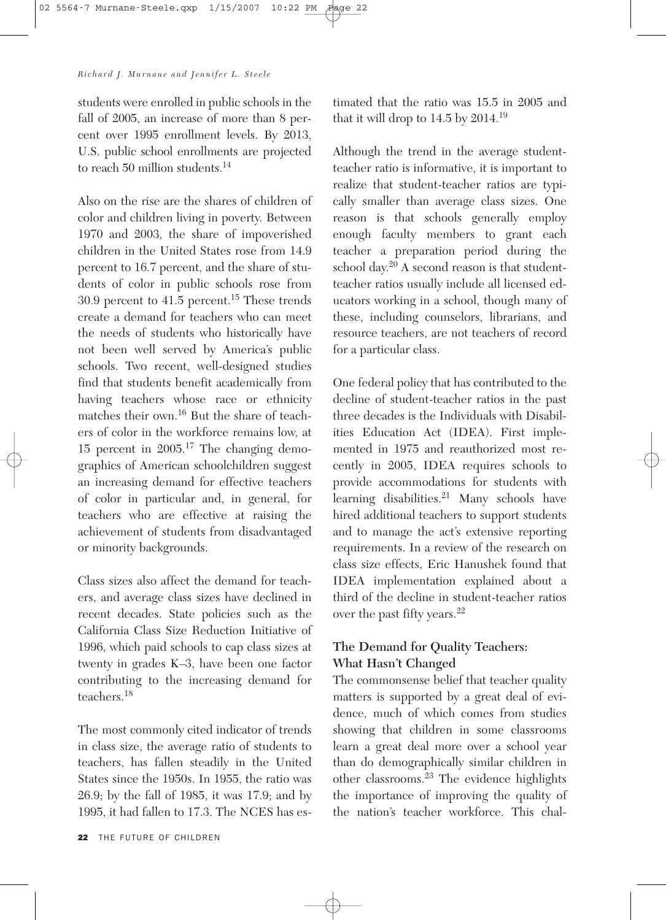students were enrolled in public schools in the fall of 2005, an increase of more than 8 percent over 1995 enrollment levels. By 2013, U.S. public school enrollments are projected to reach 50 million students.[14]

Also on the rise are the shares of children of color and children living in poverty. Between 1970 and 2003, the share of impoverished children in the United States rose from 14.9 percent to 16.7 percent, and the share of students of color in public schools rose from 30.9 percent to 41.5 percent.[15] These trends create a demand for teachers who can meet the needs of students who historically have not been well served by America's public schools. Two recent, well-designed studies find that students benefit academically from having teachers whose race or ethnicity matches their own.[16] But the share of teachers of color in the workforce remains low, at 15 percent in 2005.[17] The changing demographics of American schoolchildren suggest an increasing demand for effective teachers of color in particular and, in general, for teachers who are effective at raising the achievement of students from disadvantaged or minority backgrounds.

Class sizes also affect the demand for teachers, and average class sizes have declined in recent decades. State policies such as the California Class Size Reduction Initiative of 1996, which paid schools to cap class sizes at twenty in grades K–3, have been one factor contributing to the increasing demand for teachers.[18]

The most commonly cited indicator of trends in class size, the average ratio of students to teachers, has fallen steadily in the United States since the 1950s. In 1955, the ratio was 26.9; by the fall of 1985, it was 17.9; and by 1995, it had fallen to 17.3. The NCES has estimated that the ratio was 15.5 in 2005 and that it will drop to 14.5 by 2014.[19]

Although the trend in the average student-teacher ratio is informative, it is important to realize that student-teacher ratios are typically smaller than average class sizes. One reason is that schools generally employ enough faculty members to grant each teacher a preparation period during the school day.[20] A second reason is that student-teacher ratios usually include all licensed educators working in a school, though many of these, including counselors, librarians, and resource teachers, are not teachers of record for a particular class.

One federal policy that has contributed to the decline of student-teacher ratios in the past three decades is the Individuals with Disabilities Education Act (IDEA). First implemented in 1975 and reauthorized most recently in 2005, IDEA requires schools to provide accommodations for students with learning disabilities.[21] Many schools have hired additional teachers to support students and to manage the act's extensive reporting requirements. In a review of the research on class size effects, Eric Hanushek found that IDEA implementation explained about a third of the decline in student-teacher ratios over the past fifty years.[22]

## The Demand for Quality Teachers: What Hasn't Changed

The commonsense belief that teacher quality matters is supported by a great deal of evidence, much of which comes from studies showing that children in some classrooms learn a great deal more over a school year than do demographically similar children in other classrooms.[23] The evidence highlights the importance of improving the quality of the nation's teacher workforce. This chal-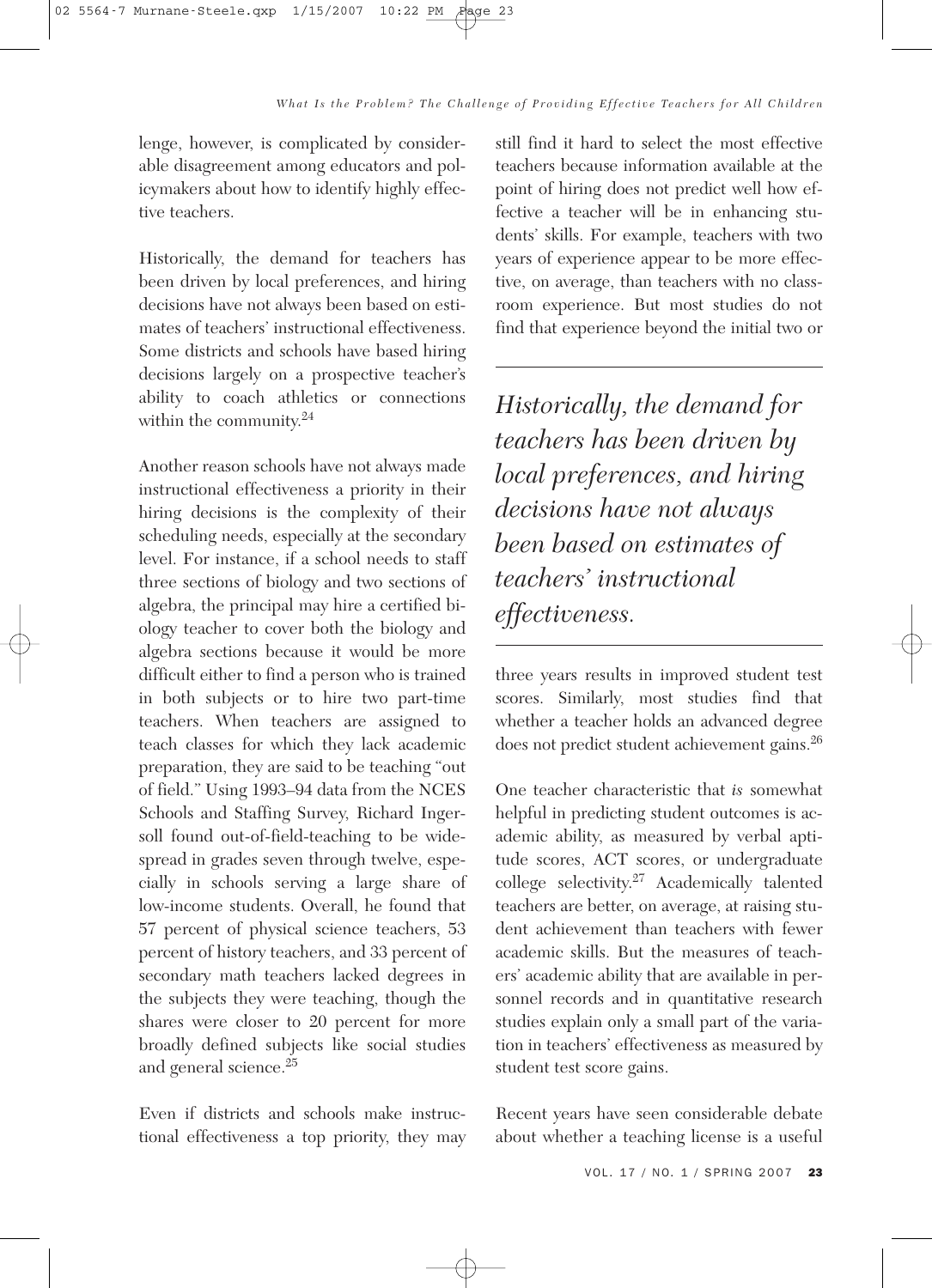lenge, however, is complicated by considerable disagreement among educators and policymakers about how to identify highly effective teachers.

Historically, the demand for teachers has been driven by local preferences, and hiring decisions have not always been based on estimates of teachers' instructional effectiveness. Some districts and schools have based hiring decisions largely on a prospective teacher's ability to coach athletics or connections within the community.[24]

Another reason schools have not always made instructional effectiveness a priority in their hiring decisions is the complexity of their scheduling needs, especially at the secondary level. For instance, if a school needs to staff three sections of biology and two sections of algebra, the principal may hire a certified biology teacher to cover both the biology and algebra sections because it would be more difficult either to find a person who is trained in both subjects or to hire two part-time teachers. When teachers are assigned to teach classes for which they lack academic preparation, they are said to be teaching "out of field." Using 1993–94 data from the NCES Schools and Staffing Survey, Richard Ingersoll found out-of-field-teaching to be widespread in grades seven through twelve, especially in schools serving a large share of low-income students. Overall, he found that 57 percent of physical science teachers, 53 percent of history teachers, and 33 percent of secondary math teachers lacked degrees in the subjects they were teaching, though the shares were closer to 20 percent for more broadly defined subjects like social studies and general science.[25]

Even if districts and schools make instructional effectiveness a top priority, they may still find it hard to select the most effective teachers because information available at the point of hiring does not predict well how effective a teacher will be in enhancing students' skills. For example, teachers with two years of experience appear to be more effective, on average, than teachers with no classroom experience. But most studies do not find that experience beyond the initial two or three years results in improved student test scores. Similarly, most studies find that whether a teacher holds an advanced degree does not predict student achievement gains.[26]

*Historically, the demand for teachers has been driven by local preferences, and hiring decisions have not always been based on estimates of teachers' instructional effectiveness.*

One teacher characteristic that *is* somewhat helpful in predicting student outcomes is academic ability, as measured by verbal aptitude scores, ACT scores, or undergraduate college selectivity.[27] Academically talented teachers are better, on average, at raising student achievement than teachers with fewer academic skills. But the measures of teachers' academic ability that are available in personnel records and in quantitative research studies explain only a small part of the variation in teachers' effectiveness as measured by student test score gains.

Recent years have seen considerable debate about whether a teaching license is a useful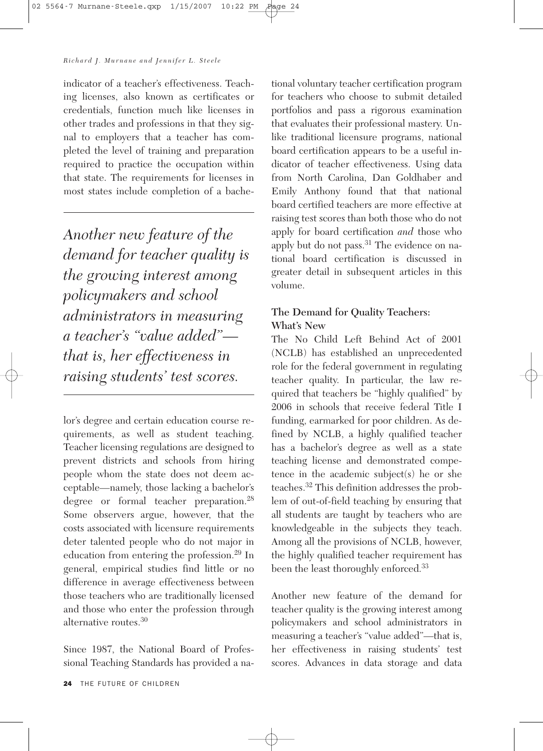indicator of a teacher's effectiveness. Teaching licenses, also known as certificates or credentials, function much like licenses in other trades and professions in that they signal to employers that a teacher has completed the level of training and preparation required to practice the occupation within that state. The requirements for licenses in most states include completion of a bachelor's degree and certain education course requirements, as well as student teaching. Teacher licensing regulations are designed to prevent districts and schools from hiring people whom the state does not deem acceptable—namely, those lacking a bachelor's degree or formal teacher preparation.[28] Some observers argue, however, that the costs associated with licensure requirements deter talented people who do not major in education from entering the profession.[29] In general, empirical studies find little or no difference in average effectiveness between those teachers who are traditionally licensed and those who enter the profession through alternative routes.[30]

*Another new feature of the demand for teacher quality is the growing interest among policymakers and school administrators in measuring a teacher's "value added"—that is, her effectiveness in raising students' test scores.*

Since 1987, the National Board of Professional Teaching Standards has provided a national voluntary teacher certification program for teachers who choose to submit detailed portfolios and pass a rigorous examination that evaluates their professional mastery. Unlike traditional licensure programs, national board certification appears to be a useful indicator of teacher effectiveness. Using data from North Carolina, Dan Goldhaber and Emily Anthony found that that national board certified teachers are more effective at raising test scores than both those who do not apply for board certification *and* those who apply but do not pass.[31] The evidence on national board certification is discussed in greater detail in subsequent articles in this volume.

## The Demand for Quality Teachers: What's New

The No Child Left Behind Act of 2001 (NCLB) has established an unprecedented role for the federal government in regulating teacher quality. In particular, the law required that teachers be "highly qualified" by 2006 in schools that receive federal Title I funding, earmarked for poor children. As defined by NCLB, a highly qualified teacher has a bachelor's degree as well as a state teaching license and demonstrated competence in the academic subject(s) he or she teaches.[32] This definition addresses the problem of out-of-field teaching by ensuring that all students are taught by teachers who are knowledgeable in the subjects they teach. Among all the provisions of NCLB, however, the highly qualified teacher requirement has been the least thoroughly enforced.[33]

Another new feature of the demand for teacher quality is the growing interest among policymakers and school administrators in measuring a teacher's "value added"—that is, her effectiveness in raising students' test scores. Advances in data storage and data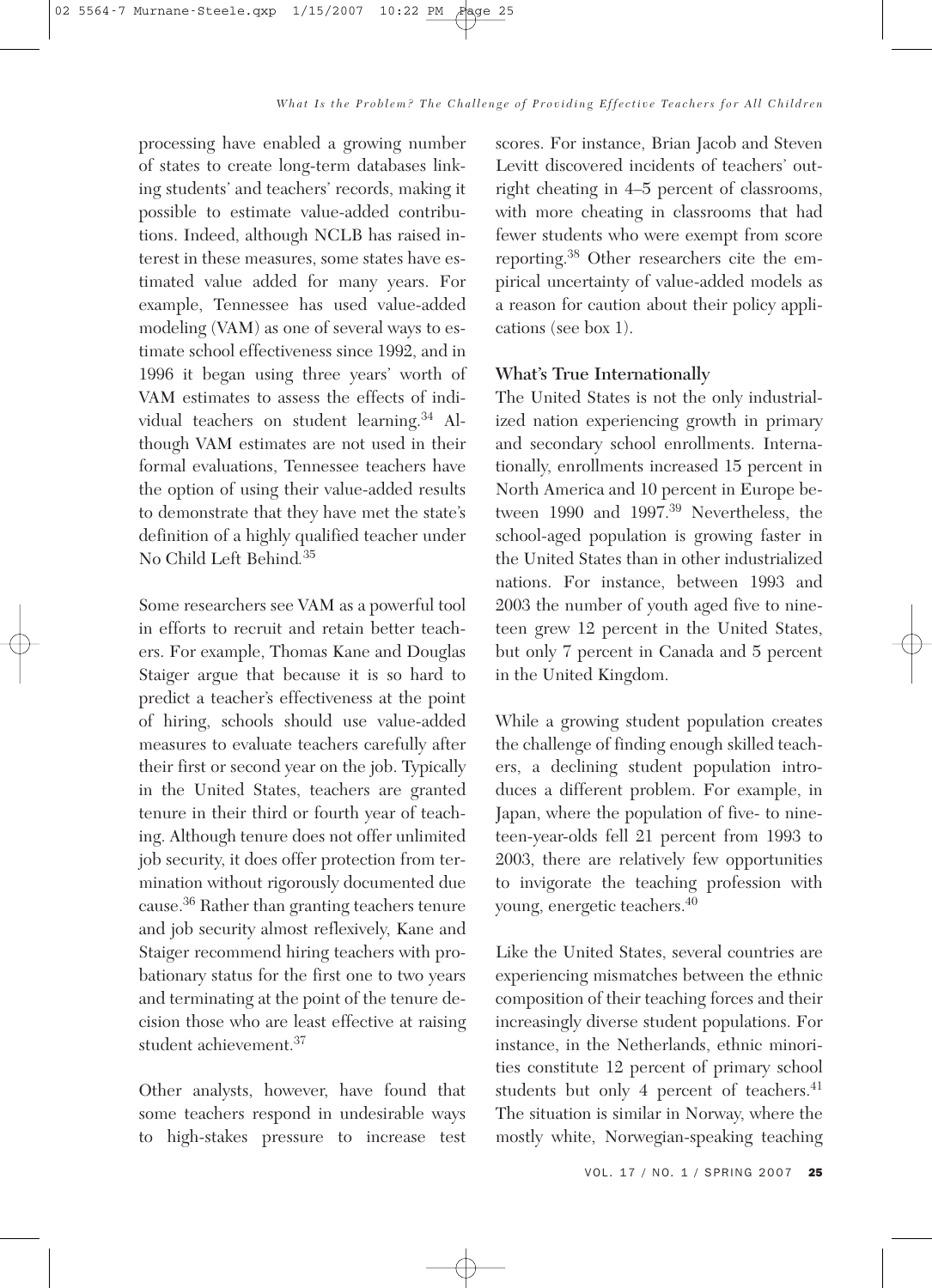processing have enabled a growing number of states to create long-term databases linking students' and teachers' records, making it possible to estimate value-added contributions. Indeed, although NCLB has raised interest in these measures, some states have estimated value added for many years. For example, Tennessee has used value-added modeling (VAM) as one of several ways to estimate school effectiveness since 1992, and in 1996 it began using three years' worth of VAM estimates to assess the effects of individual teachers on student learning.[34] Although VAM estimates are not used in their formal evaluations, Tennessee teachers have the option of using their value-added results to demonstrate that they have met the state's definition of a highly qualified teacher under No Child Left Behind.[35]

Some researchers see VAM as a powerful tool in efforts to recruit and retain better teachers. For example, Thomas Kane and Douglas Staiger argue that because it is so hard to predict a teacher's effectiveness at the point of hiring, schools should use value-added measures to evaluate teachers carefully after their first or second year on the job. Typically in the United States, teachers are granted tenure in their third or fourth year of teaching. Although tenure does not offer unlimited job security, it does offer protection from termination without rigorously documented due cause.[36] Rather than granting teachers tenure and job security almost reflexively, Kane and Staiger recommend hiring teachers with probationary status for the first one to two years and terminating at the point of the tenure decision those who are least effective at raising student achievement.[37]

Other analysts, however, have found that some teachers respond in undesirable ways to high-stakes pressure to increase test scores. For instance, Brian Jacob and Steven Levitt discovered incidents of teachers' outright cheating in 4–5 percent of classrooms, with more cheating in classrooms that had fewer students who were exempt from score reporting.[38] Other researchers cite the empirical uncertainty of value-added models as a reason for caution about their policy applications (see box 1).

### What's True Internationally

The United States is not the only industrialized nation experiencing growth in primary and secondary school enrollments. Internationally, enrollments increased 15 percent in North America and 10 percent in Europe between 1990 and 1997.[39] Nevertheless, the school-aged population is growing faster in the United States than in other industrialized nations. For instance, between 1993 and 2003 the number of youth aged five to nineteen grew 12 percent in the United States, but only 7 percent in Canada and 5 percent in the United Kingdom.

While a growing student population creates the challenge of finding enough skilled teachers, a declining student population introduces a different problem. For example, in Japan, where the population of five- to nineteen-year-olds fell 21 percent from 1993 to 2003, there are relatively few opportunities to invigorate the teaching profession with young, energetic teachers.[40]

Like the United States, several countries are experiencing mismatches between the ethnic composition of their teaching forces and their increasingly diverse student populations. For instance, in the Netherlands, ethnic minorities constitute 12 percent of primary school students but only 4 percent of teachers.[41] The situation is similar in Norway, where the mostly white, Norwegian-speaking teaching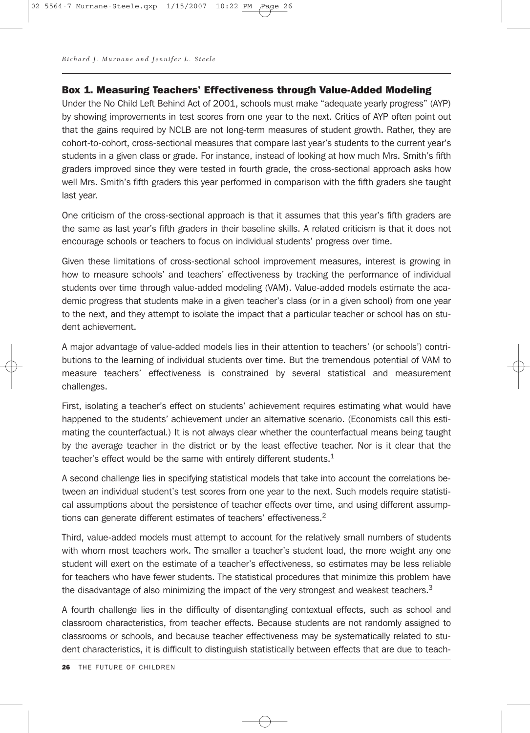### Box 1. Measuring Teachers' Effectiveness through Value-Added Modeling

Under the No Child Left Behind Act of 2001, schools must make "adequate yearly progress" (AYP) by showing improvements in test scores from one year to the next. Critics of AYP often point out that the gains required by NCLB are not long-term measures of student growth. Rather, they are cohort-to-cohort, cross-sectional measures that compare last year's students to the current year's students in a given class or grade. For instance, instead of looking at how much Mrs. Smith's fifth graders improved since they were tested in fourth grade, the cross-sectional approach asks how well Mrs. Smith's fifth graders this year performed in comparison with the fifth graders she taught last year.

One criticism of the cross-sectional approach is that it assumes that this year's fifth graders are the same as last year's fifth graders in their baseline skills. A related criticism is that it does not encourage schools or teachers to focus on individual students' progress over time.

Given these limitations of cross-sectional school improvement measures, interest is growing in how to measure schools' and teachers' effectiveness by tracking the performance of individual students over time through value-added modeling (VAM). Value-added models estimate the academic progress that students make in a given teacher's class (or in a given school) from one year to the next, and they attempt to isolate the impact that a particular teacher or school has on student achievement.

A major advantage of value-added models lies in their attention to teachers' (or schools') contributions to the learning of individual students over time. But the tremendous potential of VAM to measure teachers' effectiveness is constrained by several statistical and measurement challenges.

First, isolating a teacher's effect on students' achievement requires estimating what would have happened to the students' achievement under an alternative scenario. (Economists call this estimating the counterfactual.) It is not always clear whether the counterfactual means being taught by the average teacher in the district or by the least effective teacher. Nor is it clear that the teacher's effect would be the same with entirely different students.[1]

A second challenge lies in specifying statistical models that take into account the correlations between an individual student's test scores from one year to the next. Such models require statistical assumptions about the persistence of teacher effects over time, and using different assumptions can generate different estimates of teachers' effectiveness.[2]

Third, value-added models must attempt to account for the relatively small numbers of students with whom most teachers work. The smaller a teacher's student load, the more weight any one student will exert on the estimate of a teacher's effectiveness, so estimates may be less reliable for teachers who have fewer students. The statistical procedures that minimize this problem have the disadvantage of also minimizing the impact of the very strongest and weakest teachers.[3]

A fourth challenge lies in the difficulty of disentangling contextual effects, such as school and classroom characteristics, from teacher effects. Because students are not randomly assigned to classrooms or schools, and because teacher effectiveness may be systematically related to student characteristics, it is difficult to distinguish statistically between effects that are due to teach-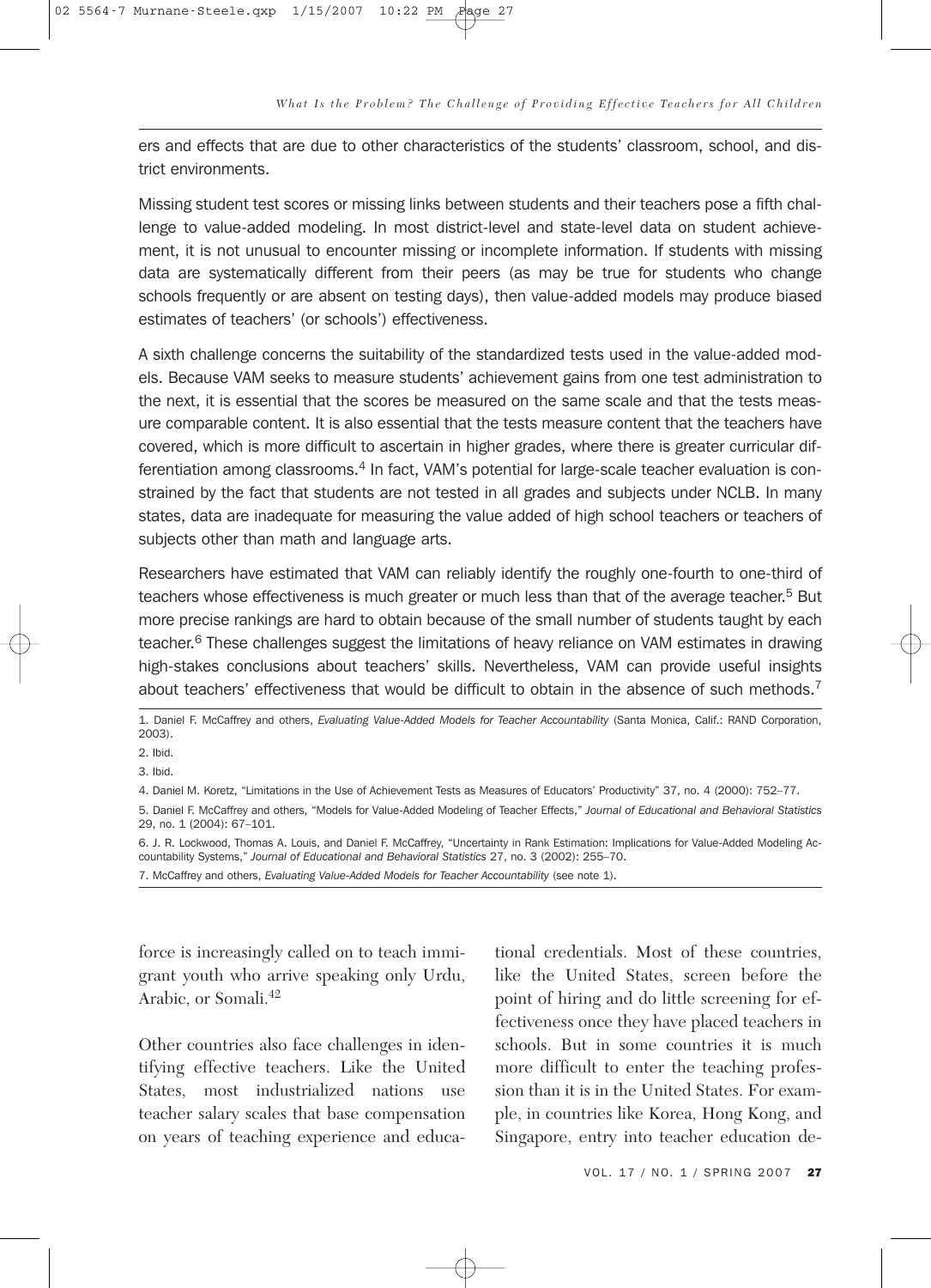ers and effects that are due to other characteristics of the students' classroom, school, and district environments.

Missing student test scores or missing links between students and their teachers pose a fifth challenge to value-added modeling. In most district-level and state-level data on student achievement, it is not unusual to encounter missing or incomplete information. If students with missing data are systematically different from their peers (as may be true for students who change schools frequently or are absent on testing days), then value-added models may produce biased estimates of teachers' (or schools') effectiveness.

A sixth challenge concerns the suitability of the standardized tests used in the value-added models. Because VAM seeks to measure students' achievement gains from one test administration to the next, it is essential that the scores be measured on the same scale and that the tests measure comparable content. It is also essential that the tests measure content that the teachers have covered, which is more difficult to ascertain in higher grades, where there is greater curricular differentiation among classrooms.[4] In fact, VAM's potential for large-scale teacher evaluation is constrained by the fact that students are not tested in all grades and subjects under NCLB. In many states, data are inadequate for measuring the value added of high school teachers or teachers of subjects other than math and language arts.

Researchers have estimated that VAM can reliably identify the roughly one-fourth to one-third of teachers whose effectiveness is much greater or much less than that of the average teacher.[5] But more precise rankings are hard to obtain because of the small number of students taught by each teacher.[6] These challenges suggest the limitations of heavy reliance on VAM estimates in drawing high-stakes conclusions about teachers' skills. Nevertheless, VAM can provide useful insights about teachers' effectiveness that would be difficult to obtain in the absence of such methods.[7]

1. Daniel F. McCaffrey and others, *Evaluating Value-Added Models for Teacher Accountability* (Santa Monica, Calif.: RAND Corporation, 2003).

2. Ibid.

3. Ibid.

4. Daniel M. Koretz, "Limitations in the Use of Achievement Tests as Measures of Educators' Productivity" 37, no. 4 (2000): 752–77.

5. Daniel F. McCaffrey and others, "Models for Value-Added Modeling of Teacher Effects," *Journal of Educational and Behavioral Statistics* 29, no. 1 (2004): 67–101.

6. J. R. Lockwood, Thomas A. Louis, and Daniel F. McCaffrey, "Uncertainty in Rank Estimation: Implications for Value-Added Modeling Accountability Systems," *Journal of Educational and Behavioral Statistics* 27, no. 3 (2002): 255–70.

7. McCaffrey and others, *Evaluating Value-Added Models for Teacher Accountability* (see note 1).

force is increasingly called on to teach immigrant youth who arrive speaking only Urdu, Arabic, or Somali.[42]

Other countries also face challenges in identifying effective teachers. Like the United States, most industrialized nations use teacher salary scales that base compensation on years of teaching experience and educational credentials. Most of these countries, like the United States, screen before the point of hiring and do little screening for effectiveness once they have placed teachers in schools. But in some countries it is much more difficult to enter the teaching profession than it is in the United States. For example, in countries like Korea, Hong Kong, and Singapore, entry into teacher education de-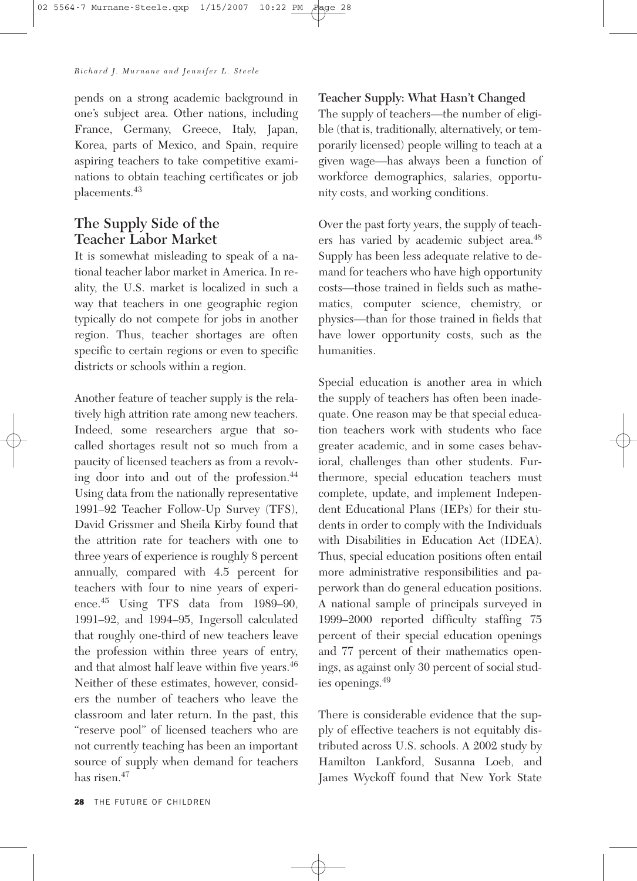pends on a strong academic background in one's subject area. Other nations, including France, Germany, Greece, Italy, Japan, Korea, parts of Mexico, and Spain, require aspiring teachers to take competitive examinations to obtain teaching certificates or job placements.[43]

## The Supply Side of the Teacher Labor Market

It is somewhat misleading to speak of a national teacher labor market in America. In reality, the U.S. market is localized in such a way that teachers in one geographic region typically do not compete for jobs in another region. Thus, teacher shortages are often specific to certain regions or even to specific districts or schools within a region.

Another feature of teacher supply is the relatively high attrition rate among new teachers. Indeed, some researchers argue that so-called shortages result not so much from a paucity of licensed teachers as from a revolving door into and out of the profession.[44] Using data from the nationally representative 1991–92 Teacher Follow-Up Survey (TFS), David Grissmer and Sheila Kirby found that the attrition rate for teachers with one to three years of experience is roughly 8 percent annually, compared with 4.5 percent for teachers with four to nine years of experience.[45] Using TFS data from 1989–90, 1991–92, and 1994–95, Ingersoll calculated that roughly one-third of new teachers leave the profession within three years of entry, and that almost half leave within five years.[46] Neither of these estimates, however, considers the number of teachers who leave the classroom and later return. In the past, this "reserve pool" of licensed teachers who are not currently teaching has been an important source of supply when demand for teachers has risen.[47]

### Teacher Supply: What Hasn't Changed

The supply of teachers—the number of eligible (that is, traditionally, alternatively, or temporarily licensed) people willing to teach at a given wage—has always been a function of workforce demographics, salaries, opportunity costs, and working conditions.

Over the past forty years, the supply of teachers has varied by academic subject area.[48] Supply has been less adequate relative to demand for teachers who have high opportunity costs—those trained in fields such as mathematics, computer science, chemistry, or physics—than for those trained in fields that have lower opportunity costs, such as the humanities.

Special education is another area in which the supply of teachers has often been inadequate. One reason may be that special education teachers work with students who face greater academic, and in some cases behavioral, challenges than other students. Furthermore, special education teachers must complete, update, and implement Independent Educational Plans (IEPs) for their students in order to comply with the Individuals with Disabilities in Education Act (IDEA). Thus, special education positions often entail more administrative responsibilities and paperwork than do general education positions. A national sample of principals surveyed in 1999–2000 reported difficulty staffing 75 percent of their special education openings and 77 percent of their mathematics openings, as against only 30 percent of social studies openings.[49]

There is considerable evidence that the supply of effective teachers is not equitably distributed across U.S. schools. A 2002 study by Hamilton Lankford, Susanna Loeb, and James Wyckoff found that New York State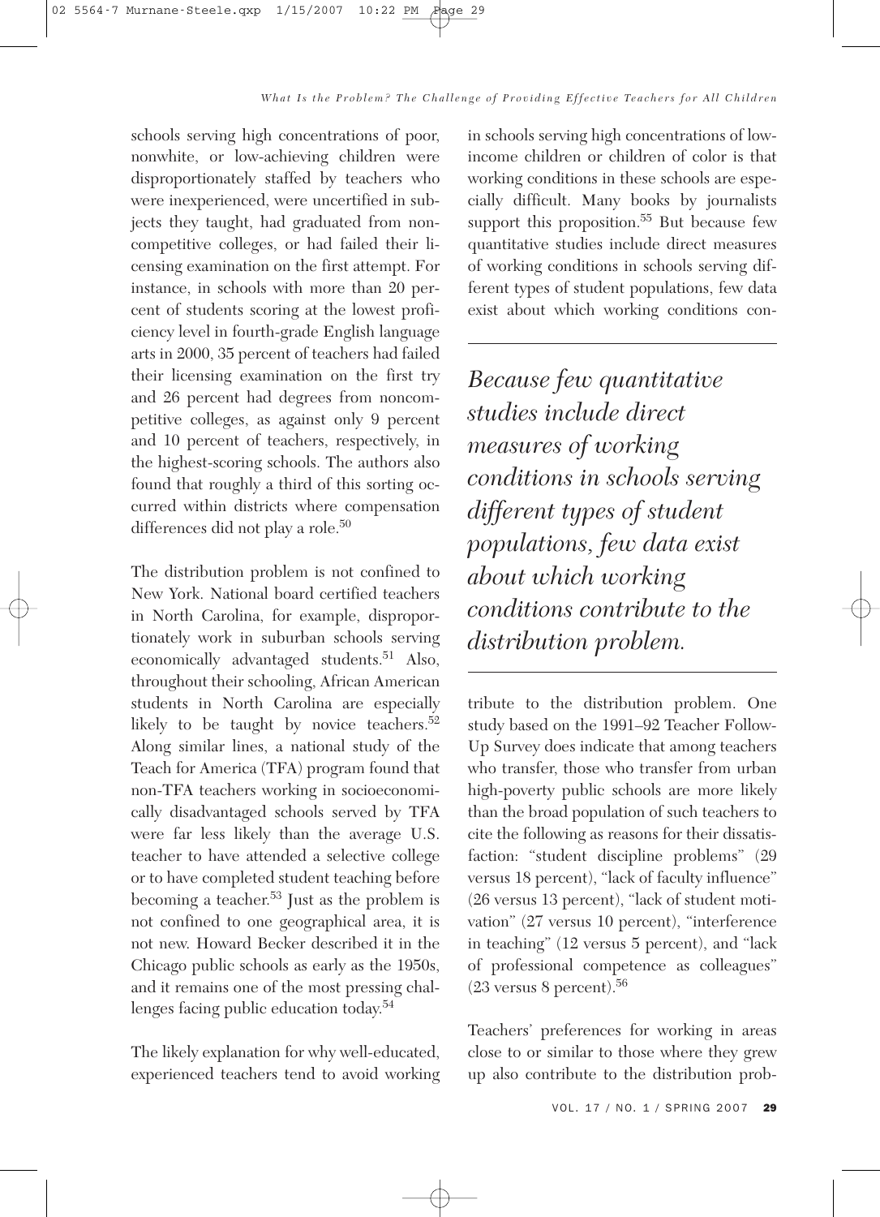schools serving high concentrations of poor, nonwhite, or low-achieving children were disproportionately staffed by teachers who were inexperienced, were uncertified in subjects they taught, had graduated from noncompetitive colleges, or had failed their licensing examination on the first attempt. For instance, in schools with more than 20 percent of students scoring at the lowest proficiency level in fourth-grade English language arts in 2000, 35 percent of teachers had failed their licensing examination on the first try and 26 percent had degrees from noncompetitive colleges, as against only 9 percent and 10 percent of teachers, respectively, in the highest-scoring schools. The authors also found that roughly a third of this sorting occurred within districts where compensation differences did not play a role.[50]

The distribution problem is not confined to New York. National board certified teachers in North Carolina, for example, disproportionately work in suburban schools serving economically advantaged students.[51] Also, throughout their schooling, African American students in North Carolina are especially likely to be taught by novice teachers.[52] Along similar lines, a national study of the Teach for America (TFA) program found that non-TFA teachers working in socioeconomically disadvantaged schools served by TFA were far less likely than the average U.S. teacher to have attended a selective college or to have completed student teaching before becoming a teacher.[53] Just as the problem is not confined to one geographical area, it is not new. Howard Becker described it in the Chicago public schools as early as the 1950s, and it remains one of the most pressing challenges facing public education today.[54]

The likely explanation for why well-educated, experienced teachers tend to avoid working in schools serving high concentrations of low-income children or children of color is that working conditions in these schools are especially difficult. Many books by journalists support this proposition.[55] But because few quantitative studies include direct measures of working conditions in schools serving different types of student populations, few data exist about which working conditions contribute to the distribution problem. One study based on the 1991–92 Teacher Follow-Up Survey does indicate that among teachers who transfer, those who transfer from urban high-poverty public schools are more likely than the broad population of such teachers to cite the following as reasons for their dissatisfaction: "student discipline problems" (29 versus 18 percent), "lack of faculty influence" (26 versus 13 percent), "lack of student motivation" (27 versus 10 percent), "interference in teaching" (12 versus 5 percent), and "lack of professional competence as colleagues" (23 versus 8 percent).[56]

> *Because few quantitative studies include direct measures of working conditions in schools serving different types of student populations, few data exist about which working conditions contribute to the distribution problem.*

Teachers' preferences for working in areas close to or similar to those where they grew up also contribute to the distribution prob-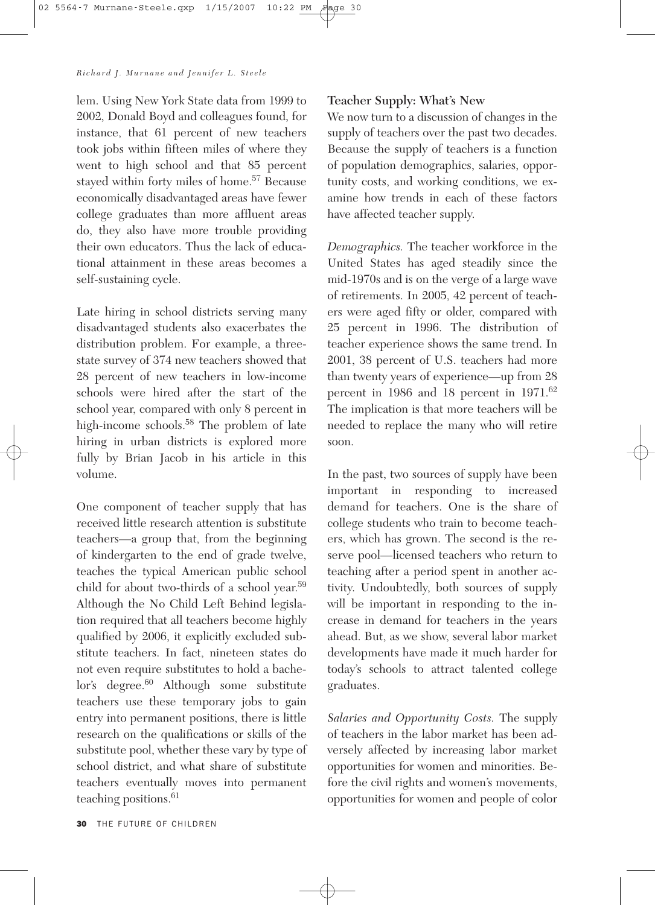lem. Using New York State data from 1999 to 2002, Donald Boyd and colleagues found, for instance, that 61 percent of new teachers took jobs within fifteen miles of where they went to high school and that 85 percent stayed within forty miles of home.[57] Because economically disadvantaged areas have fewer college graduates than more affluent areas do, they also have more trouble providing their own educators. Thus the lack of educational attainment in these areas becomes a self-sustaining cycle.

Late hiring in school districts serving many disadvantaged students also exacerbates the distribution problem. For example, a three-state survey of 374 new teachers showed that 28 percent of new teachers in low-income schools were hired after the start of the school year, compared with only 8 percent in high-income schools.[58] The problem of late hiring in urban districts is explored more fully by Brian Jacob in his article in this volume.

One component of teacher supply that has received little research attention is substitute teachers—a group that, from the beginning of kindergarten to the end of grade twelve, teaches the typical American public school child for about two-thirds of a school year.[59] Although the No Child Left Behind legislation required that all teachers become highly qualified by 2006, it explicitly excluded substitute teachers. In fact, nineteen states do not even require substitutes to hold a bachelor's degree.[60] Although some substitute teachers use these temporary jobs to gain entry into permanent positions, there is little research on the qualifications or skills of the substitute pool, whether these vary by type of school district, and what share of substitute teachers eventually moves into permanent teaching positions.[61]

### Teacher Supply: What's New

We now turn to a discussion of changes in the supply of teachers over the past two decades. Because the supply of teachers is a function of population demographics, salaries, opportunity costs, and working conditions, we examine how trends in each of these factors have affected teacher supply.

*Demographics.* The teacher workforce in the United States has aged steadily since the mid-1970s and is on the verge of a large wave of retirements. In 2005, 42 percent of teachers were aged fifty or older, compared with 25 percent in 1996. The distribution of teacher experience shows the same trend. In 2001, 38 percent of U.S. teachers had more than twenty years of experience—up from 28 percent in 1986 and 18 percent in 1971.[62] The implication is that more teachers will be needed to replace the many who will retire soon.

In the past, two sources of supply have been important in responding to increased demand for teachers. One is the share of college students who train to become teachers, which has grown. The second is the reserve pool—licensed teachers who return to teaching after a period spent in another activity. Undoubtedly, both sources of supply will be important in responding to the increase in demand for teachers in the years ahead. But, as we show, several labor market developments have made it much harder for today's schools to attract talented college graduates.

*Salaries and Opportunity Costs.* The supply of teachers in the labor market has been adversely affected by increasing labor market opportunities for women and minorities. Before the civil rights and women's movements, opportunities for women and people of color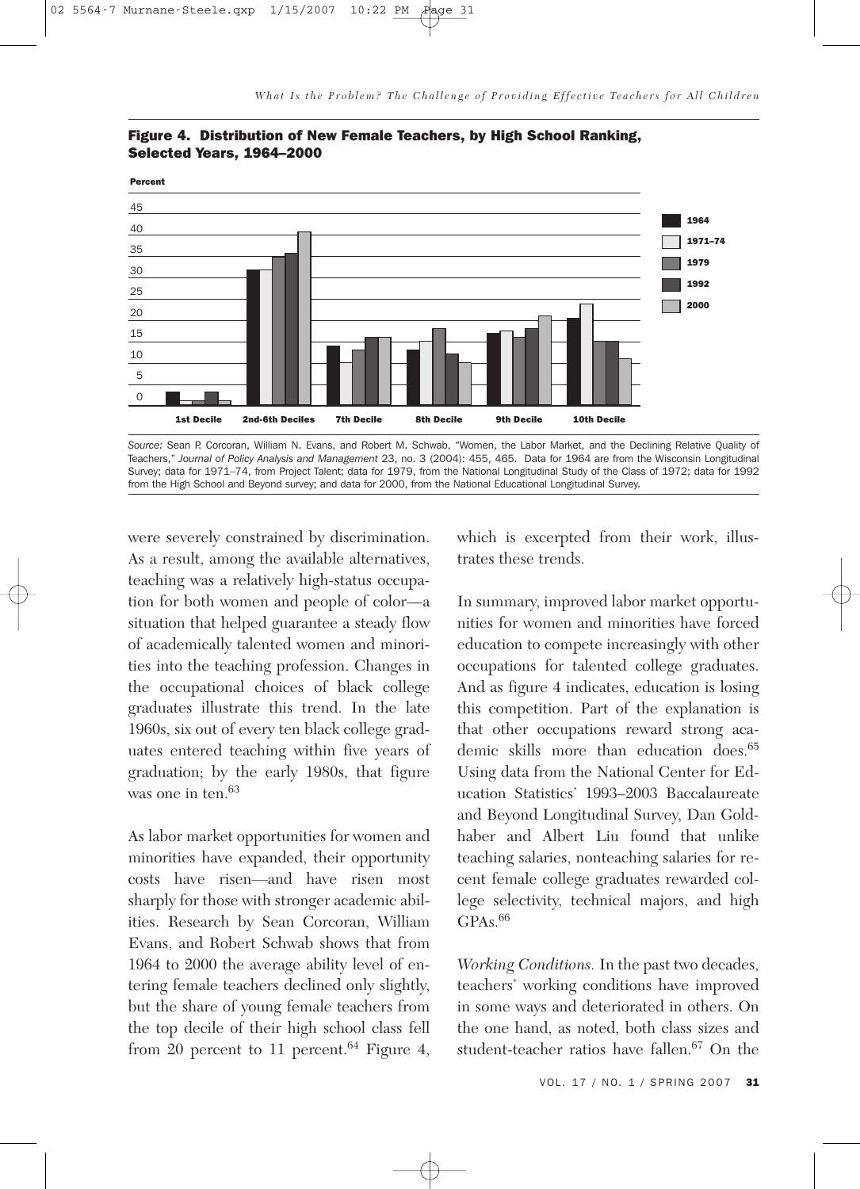**Figure 4. Distribution of New Female Teachers, by High School Ranking, Selected Years, 1964–2000**

*Source:* Sean P. Corcoran, William N. Evans, and Robert M. Schwab, "Women, the Labor Market, and the Declining Relative Quality of Teachers," *Journal of Policy Analysis and Management* 23, no. 3 (2004): 455, 465. Data for 1964 are from the Wisconsin Longitudinal Survey; data for 1971–74, from Project Talent; data for 1979, from the National Longitudinal Study of the Class of 1972; data for 1992 from the High School and Beyond survey; and data for 2000, from the National Educational Longitudinal Survey.

were severely constrained by discrimination. As a result, among the available alternatives, teaching was a relatively high-status occupation for both women and people of color—a situation that helped guarantee a steady flow of academically talented women and minorities into the teaching profession. Changes in the occupational choices of black college graduates illustrate this trend. In the late 1960s, six out of every ten black college graduates entered teaching within five years of graduation; by the early 1980s, that figure was one in ten.[63]

As labor market opportunities for women and minorities have expanded, their opportunity costs have risen—and have risen most sharply for those with stronger academic abilities. Research by Sean Corcoran, William Evans, and Robert Schwab shows that from 1964 to 2000 the average ability level of entering female teachers declined only slightly, but the share of young female teachers from the top decile of their high school class fell from 20 percent to 11 percent.[64] Figure 4, which is excerpted from their work, illustrates these trends.

In summary, improved labor market opportunities for women and minorities have forced education to compete increasingly with other occupations for talented college graduates. And as figure 4 indicates, education is losing this competition. Part of the explanation is that other occupations reward strong academic skills more than education does.[65] Using data from the National Center for Education Statistics' 1993–2003 Baccalaureate and Beyond Longitudinal Survey, Dan Goldhaber and Albert Liu found that unlike teaching salaries, nonteaching salaries for recent female college graduates rewarded college selectivity, technical majors, and high GPAs.[66]

*Working Conditions.* In the past two decades, teachers' working conditions have improved in some ways and deteriorated in others. On the one hand, as noted, both class sizes and student-teacher ratios have fallen.[67] On the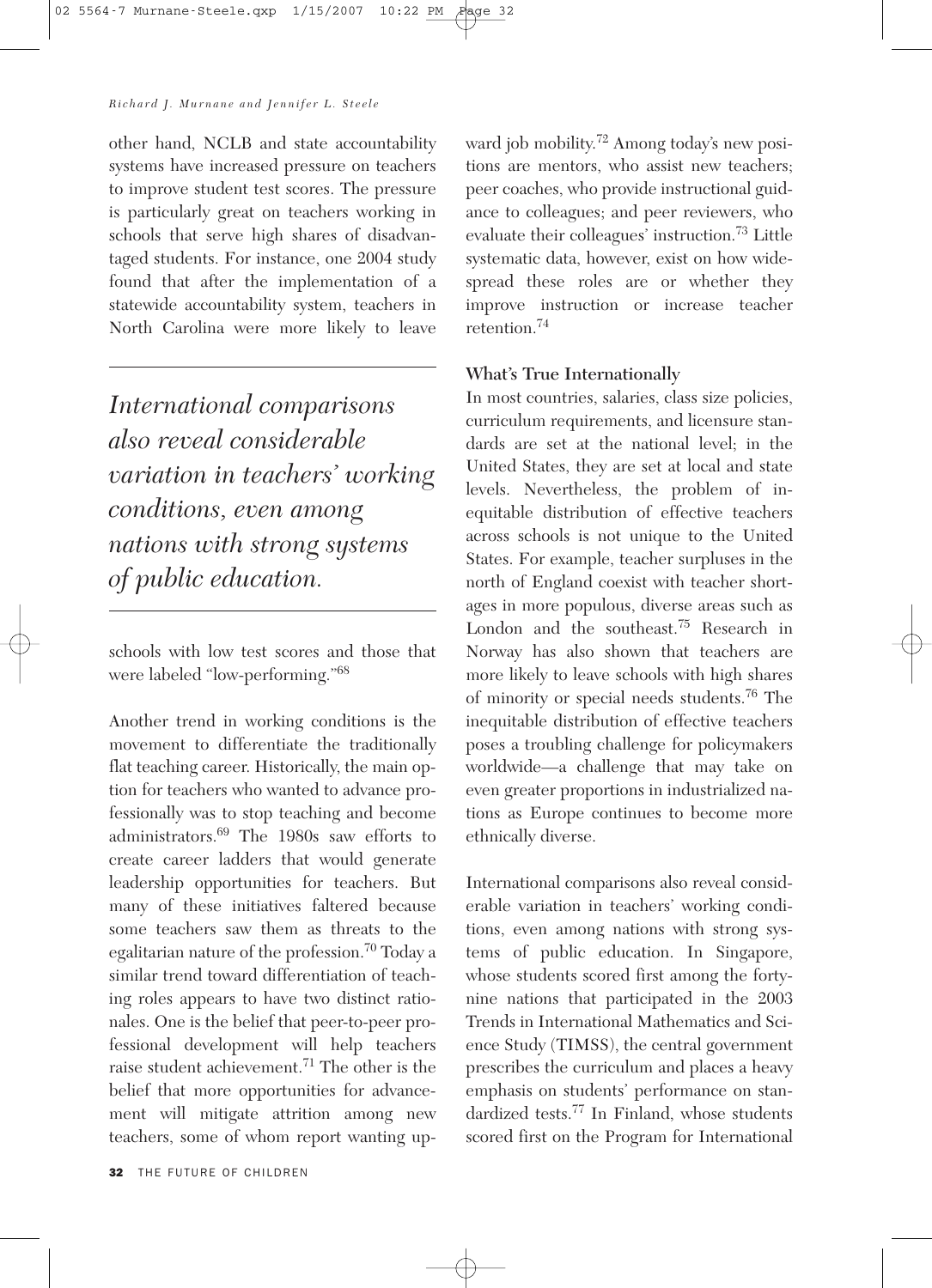other hand, NCLB and state accountability systems have increased pressure on teachers to improve student test scores. The pressure is particularly great on teachers working in schools that serve high shares of disadvantaged students. For instance, one 2004 study found that after the implementation of a statewide accountability system, teachers in North Carolina were more likely to leave schools with low test scores and those that were labeled "low-performing."[68]

> *International comparisons also reveal considerable variation in teachers' working conditions, even among nations with strong systems of public education.*

Another trend in working conditions is the movement to differentiate the traditionally flat teaching career. Historically, the main option for teachers who wanted to advance professionally was to stop teaching and become administrators.[69] The 1980s saw efforts to create career ladders that would generate leadership opportunities for teachers. But many of these initiatives faltered because some teachers saw them as threats to the egalitarian nature of the profession.[70] Today a similar trend toward differentiation of teaching roles appears to have two distinct rationales. One is the belief that peer-to-peer professional development will help teachers raise student achievement.[71] The other is the belief that more opportunities for advancement will mitigate attrition among new teachers, some of whom report wanting upward job mobility.[72] Among today's new positions are mentors, who assist new teachers; peer coaches, who provide instructional guidance to colleagues; and peer reviewers, who evaluate their colleagues' instruction.[73] Little systematic data, however, exist on how widespread these roles are or whether they improve instruction or increase teacher retention.[74]

### What's True Internationally

In most countries, salaries, class size policies, curriculum requirements, and licensure standards are set at the national level; in the United States, they are set at local and state levels. Nevertheless, the problem of inequitable distribution of effective teachers across schools is not unique to the United States. For example, teacher surpluses in the north of England coexist with teacher shortages in more populous, diverse areas such as London and the southeast.[75] Research in Norway has also shown that teachers are more likely to leave schools with high shares of minority or special needs students.[76] The inequitable distribution of effective teachers poses a troubling challenge for policymakers worldwide—a challenge that may take on even greater proportions in industrialized nations as Europe continues to become more ethnically diverse.

International comparisons also reveal considerable variation in teachers' working conditions, even among nations with strong systems of public education. In Singapore, whose students scored first among the forty-nine nations that participated in the 2003 Trends in International Mathematics and Science Study (TIMSS), the central government prescribes the curriculum and places a heavy emphasis on students' performance on standardized tests.[77] In Finland, whose students scored first on the Program for International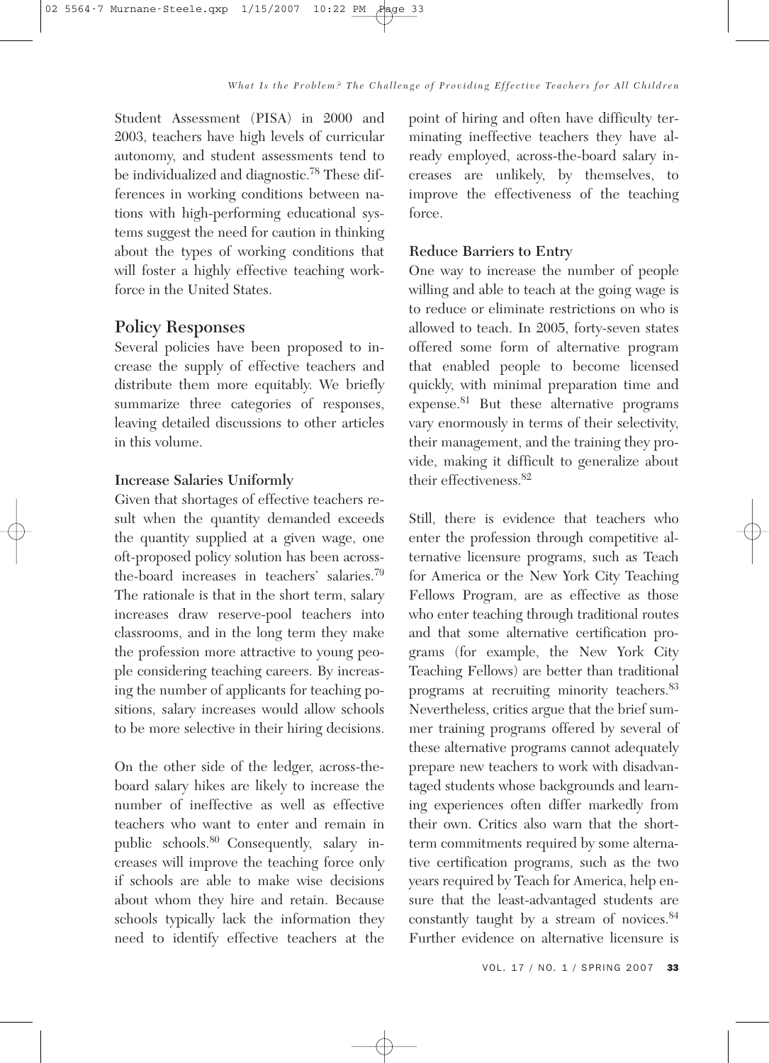Student Assessment (PISA) in 2000 and 2003, teachers have high levels of curricular autonomy, and student assessments tend to be individualized and diagnostic.[78] These differences in working conditions between nations with high-performing educational systems suggest the need for caution in thinking about the types of working conditions that will foster a highly effective teaching workforce in the United States.

## Policy Responses

Several policies have been proposed to increase the supply of effective teachers and distribute them more equitably. We briefly summarize three categories of responses, leaving detailed discussions to other articles in this volume.

### Increase Salaries Uniformly

Given that shortages of effective teachers result when the quantity demanded exceeds the quantity supplied at a given wage, one oft-proposed policy solution has been across-the-board increases in teachers' salaries.[79] The rationale is that in the short term, salary increases draw reserve-pool teachers into classrooms, and in the long term they make the profession more attractive to young people considering teaching careers. By increasing the number of applicants for teaching positions, salary increases would allow schools to be more selective in their hiring decisions.

On the other side of the ledger, across-the-board salary hikes are likely to increase the number of ineffective as well as effective teachers who want to enter and remain in public schools.[80] Consequently, salary increases will improve the teaching force only if schools are able to make wise decisions about whom they hire and retain. Because schools typically lack the information they need to identify effective teachers at the point of hiring and often have difficulty terminating ineffective teachers they have already employed, across-the-board salary increases are unlikely, by themselves, to improve the effectiveness of the teaching force.

### Reduce Barriers to Entry

One way to increase the number of people willing and able to teach at the going wage is to reduce or eliminate restrictions on who is allowed to teach. In 2005, forty-seven states offered some form of alternative program that enabled people to become licensed quickly, with minimal preparation time and expense.[81] But these alternative programs vary enormously in terms of their selectivity, their management, and the training they provide, making it difficult to generalize about their effectiveness.[82]

Still, there is evidence that teachers who enter the profession through competitive alternative licensure programs, such as Teach for America or the New York City Teaching Fellows Program, are as effective as those who enter teaching through traditional routes and that some alternative certification programs (for example, the New York City Teaching Fellows) are better than traditional programs at recruiting minority teachers.[83] Nevertheless, critics argue that the brief summer training programs offered by several of these alternative programs cannot adequately prepare new teachers to work with disadvantaged students whose backgrounds and learning experiences often differ markedly from their own. Critics also warn that the short-term commitments required by some alternative certification programs, such as the two years required by Teach for America, help ensure that the least-advantaged students are constantly taught by a stream of novices.[84] Further evidence on alternative licensure is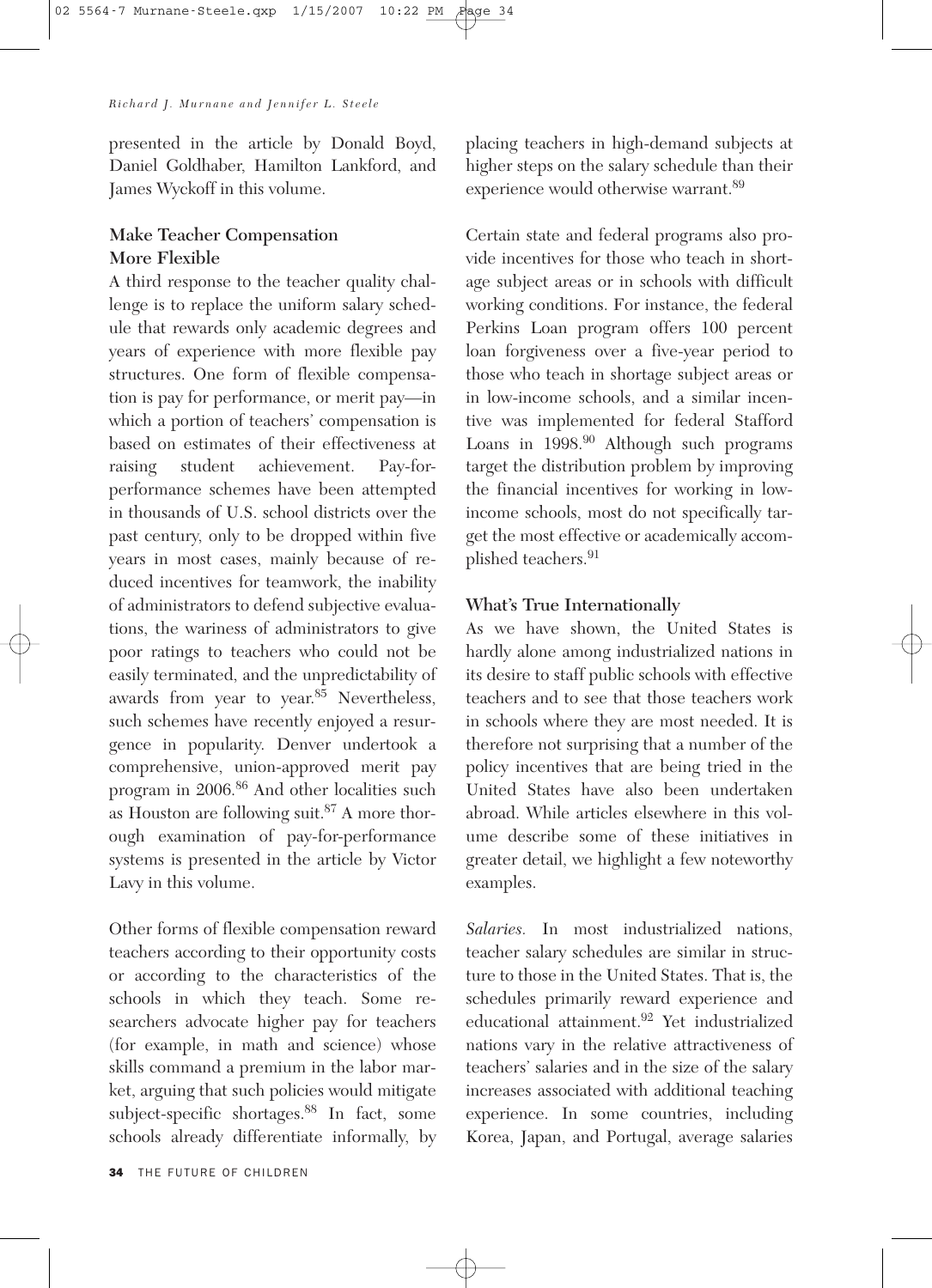presented in the article by Donald Boyd, Daniel Goldhaber, Hamilton Lankford, and James Wyckoff in this volume.

## Make Teacher Compensation More Flexible

A third response to the teacher quality challenge is to replace the uniform salary schedule that rewards only academic degrees and years of experience with more flexible pay structures. One form of flexible compensation is pay for performance, or merit pay—in which a portion of teachers' compensation is based on estimates of their effectiveness at raising student achievement. Pay-for-performance schemes have been attempted in thousands of U.S. school districts over the past century, only to be dropped within five years in most cases, mainly because of reduced incentives for teamwork, the inability of administrators to defend subjective evaluations, the wariness of administrators to give poor ratings to teachers who could not be easily terminated, and the unpredictability of awards from year to year.[85] Nevertheless, such schemes have recently enjoyed a resurgence in popularity. Denver undertook a comprehensive, union-approved merit pay program in 2006.[86] And other localities such as Houston are following suit.[87] A more thorough examination of pay-for-performance systems is presented in the article by Victor Lavy in this volume.

Other forms of flexible compensation reward teachers according to their opportunity costs or according to the characteristics of the schools in which they teach. Some researchers advocate higher pay for teachers (for example, in math and science) whose skills command a premium in the labor market, arguing that such policies would mitigate subject-specific shortages.[88] In fact, some schools already differentiate informally, by placing teachers in high-demand subjects at higher steps on the salary schedule than their experience would otherwise warrant.[89]

Certain state and federal programs also provide incentives for those who teach in shortage subject areas or in schools with difficult working conditions. For instance, the federal Perkins Loan program offers 100 percent loan forgiveness over a five-year period to those who teach in shortage subject areas or in low-income schools, and a similar incentive was implemented for federal Stafford Loans in 1998.[90] Although such programs target the distribution problem by improving the financial incentives for working in low-income schools, most do not specifically target the most effective or academically accomplished teachers.[91]

## What's True Internationally

As we have shown, the United States is hardly alone among industrialized nations in its desire to staff public schools with effective teachers and to see that those teachers work in schools where they are most needed. It is therefore not surprising that a number of the policy incentives that are being tried in the United States have also been undertaken abroad. While articles elsewhere in this volume describe some of these initiatives in greater detail, we highlight a few noteworthy examples.

*Salaries.* In most industrialized nations, teacher salary schedules are similar in structure to those in the United States. That is, the schedules primarily reward experience and educational attainment.[92] Yet industrialized nations vary in the relative attractiveness of teachers' salaries and in the size of the salary increases associated with additional teaching experience. In some countries, including Korea, Japan, and Portugal, average salaries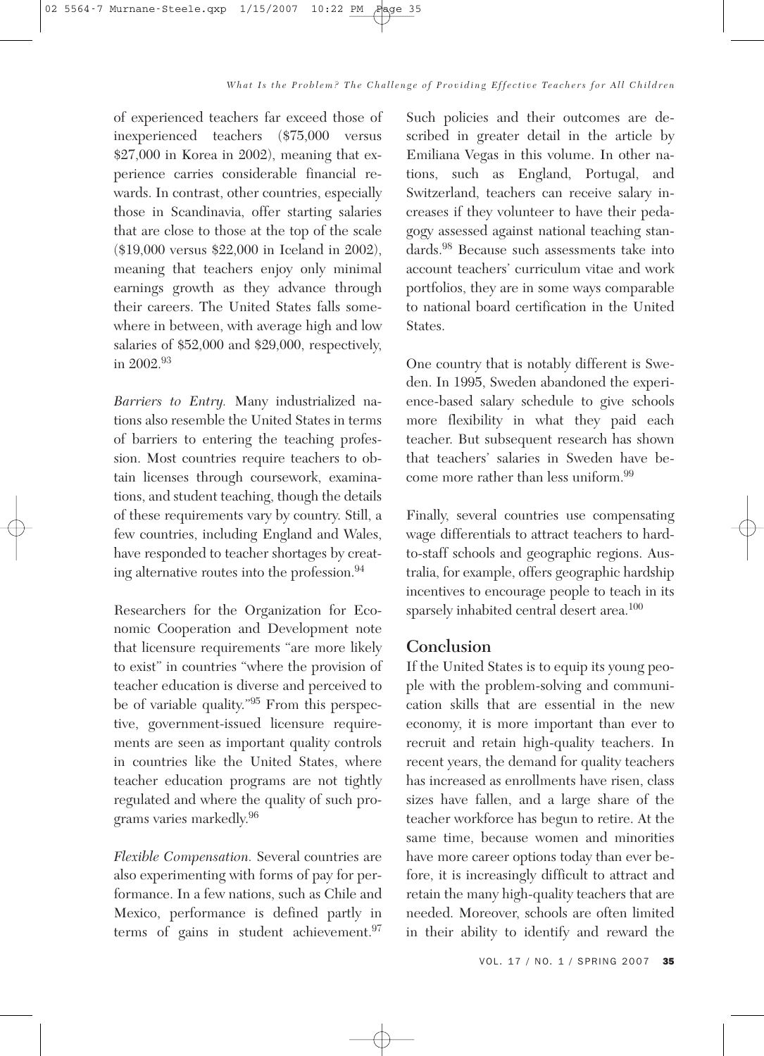of experienced teachers far exceed those of inexperienced teachers ($75,000 versus $27,000 in Korea in 2002), meaning that experience carries considerable financial rewards. In contrast, other countries, especially those in Scandinavia, offer starting salaries that are close to those at the top of the scale ($19,000 versus $22,000 in Iceland in 2002), meaning that teachers enjoy only minimal earnings growth as they advance through their careers. The United States falls somewhere in between, with average high and low salaries of $52,000 and $29,000, respectively, in 2002.[93]

*Barriers to Entry.* Many industrialized nations also resemble the United States in terms of barriers to entering the teaching profession. Most countries require teachers to obtain licenses through coursework, examinations, and student teaching, though the details of these requirements vary by country. Still, a few countries, including England and Wales, have responded to teacher shortages by creating alternative routes into the profession.[94]

Researchers for the Organization for Economic Cooperation and Development note that licensure requirements "are more likely to exist" in countries "where the provision of teacher education is diverse and perceived to be of variable quality."[95] From this perspective, government-issued licensure requirements are seen as important quality controls in countries like the United States, where teacher education programs are not tightly regulated and where the quality of such programs varies markedly.[96]

*Flexible Compensation.* Several countries are also experimenting with forms of pay for performance. In a few nations, such as Chile and Mexico, performance is defined partly in terms of gains in student achievement.[97] Such policies and their outcomes are described in greater detail in the article by Emiliana Vegas in this volume. In other nations, such as England, Portugal, and Switzerland, teachers can receive salary increases if they volunteer to have their pedagogy assessed against national teaching standards.[98] Because such assessments take into account teachers' curriculum vitae and work portfolios, they are in some ways comparable to national board certification in the United States.

One country that is notably different is Sweden. In 1995, Sweden abandoned the experience-based salary schedule to give schools more flexibility in what they paid each teacher. But subsequent research has shown that teachers' salaries in Sweden have become more rather than less uniform.[99]

Finally, several countries use compensating wage differentials to attract teachers to hard-to-staff schools and geographic regions. Australia, for example, offers geographic hardship incentives to encourage people to teach in its sparsely inhabited central desert area.[100]

## Conclusion

If the United States is to equip its young people with the problem-solving and communication skills that are essential in the new economy, it is more important than ever to recruit and retain high-quality teachers. In recent years, the demand for quality teachers has increased as enrollments have risen, class sizes have fallen, and a large share of the teacher workforce has begun to retire. At the same time, because women and minorities have more career options today than ever before, it is increasingly difficult to attract and retain the many high-quality teachers that are needed. Moreover, schools are often limited in their ability to identify and reward the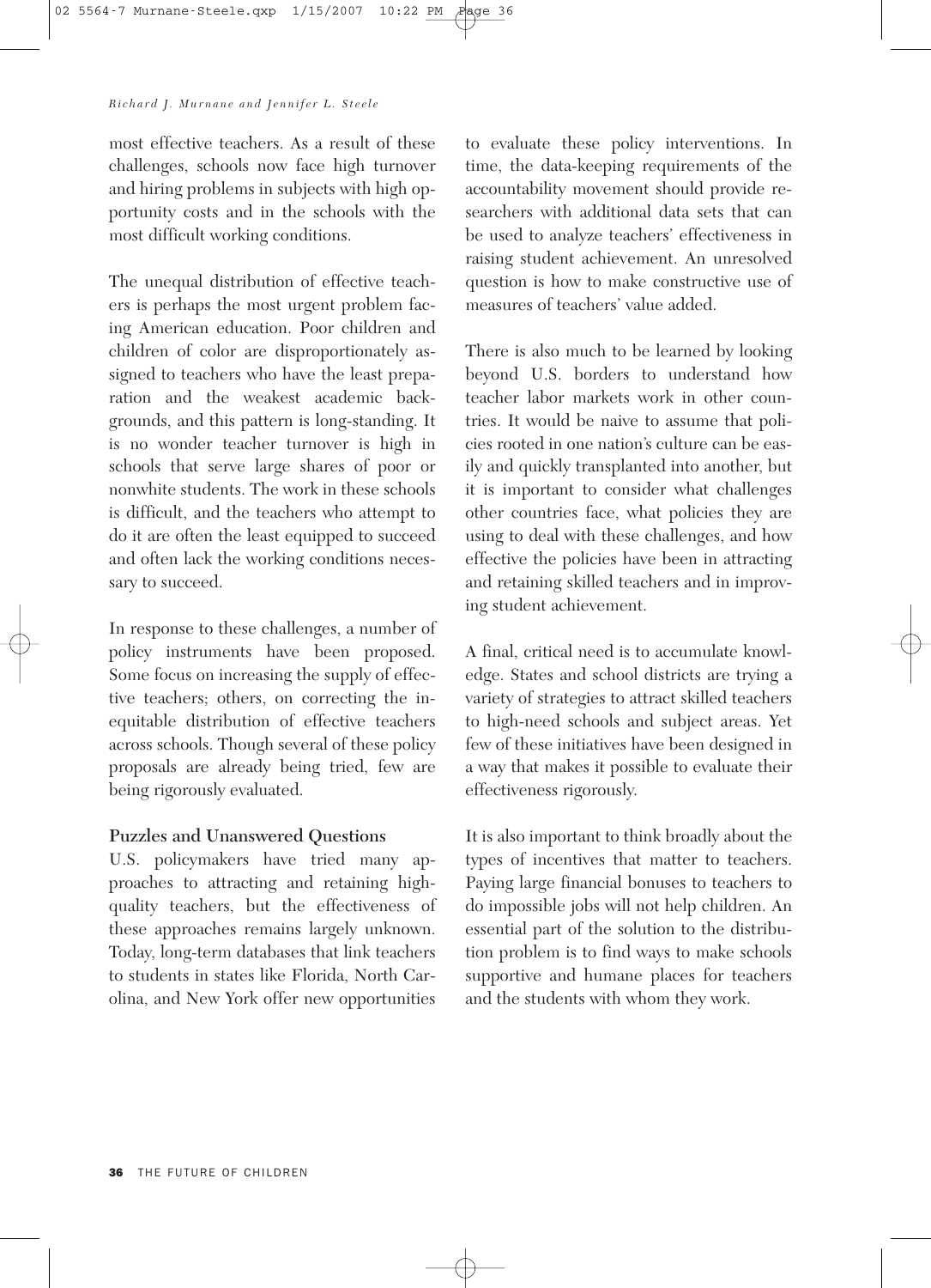most effective teachers. As a result of these challenges, schools now face high turnover and hiring problems in subjects with high opportunity costs and in the schools with the most difficult working conditions.

The unequal distribution of effective teachers is perhaps the most urgent problem facing American education. Poor children and children of color are disproportionately assigned to teachers who have the least preparation and the weakest academic backgrounds, and this pattern is long-standing. It is no wonder teacher turnover is high in schools that serve large shares of poor or nonwhite students. The work in these schools is difficult, and the teachers who attempt to do it are often the least equipped to succeed and often lack the working conditions necessary to succeed.

In response to these challenges, a number of policy instruments have been proposed. Some focus on increasing the supply of effective teachers; others, on correcting the inequitable distribution of effective teachers across schools. Though several of these policy proposals are already being tried, few are being rigorously evaluated.

### Puzzles and Unanswered Questions

U.S. policymakers have tried many approaches to attracting and retaining high-quality teachers, but the effectiveness of these approaches remains largely unknown. Today, long-term databases that link teachers to students in states like Florida, North Carolina, and New York offer new opportunities to evaluate these policy interventions. In time, the data-keeping requirements of the accountability movement should provide researchers with additional data sets that can be used to analyze teachers' effectiveness in raising student achievement. An unresolved question is how to make constructive use of measures of teachers' value added.

There is also much to be learned by looking beyond U.S. borders to understand how teacher labor markets work in other countries. It would be naive to assume that policies rooted in one nation's culture can be easily and quickly transplanted into another, but it is important to consider what challenges other countries face, what policies they are using to deal with these challenges, and how effective the policies have been in attracting and retaining skilled teachers and in improving student achievement.

A final, critical need is to accumulate knowledge. States and school districts are trying a variety of strategies to attract skilled teachers to high-need schools and subject areas. Yet few of these initiatives have been designed in a way that makes it possible to evaluate their effectiveness rigorously.

It is also important to think broadly about the types of incentives that matter to teachers. Paying large financial bonuses to teachers to do impossible jobs will not help children. An essential part of the solution to the distribution problem is to find ways to make schools supportive and humane places for teachers and the students with whom they work.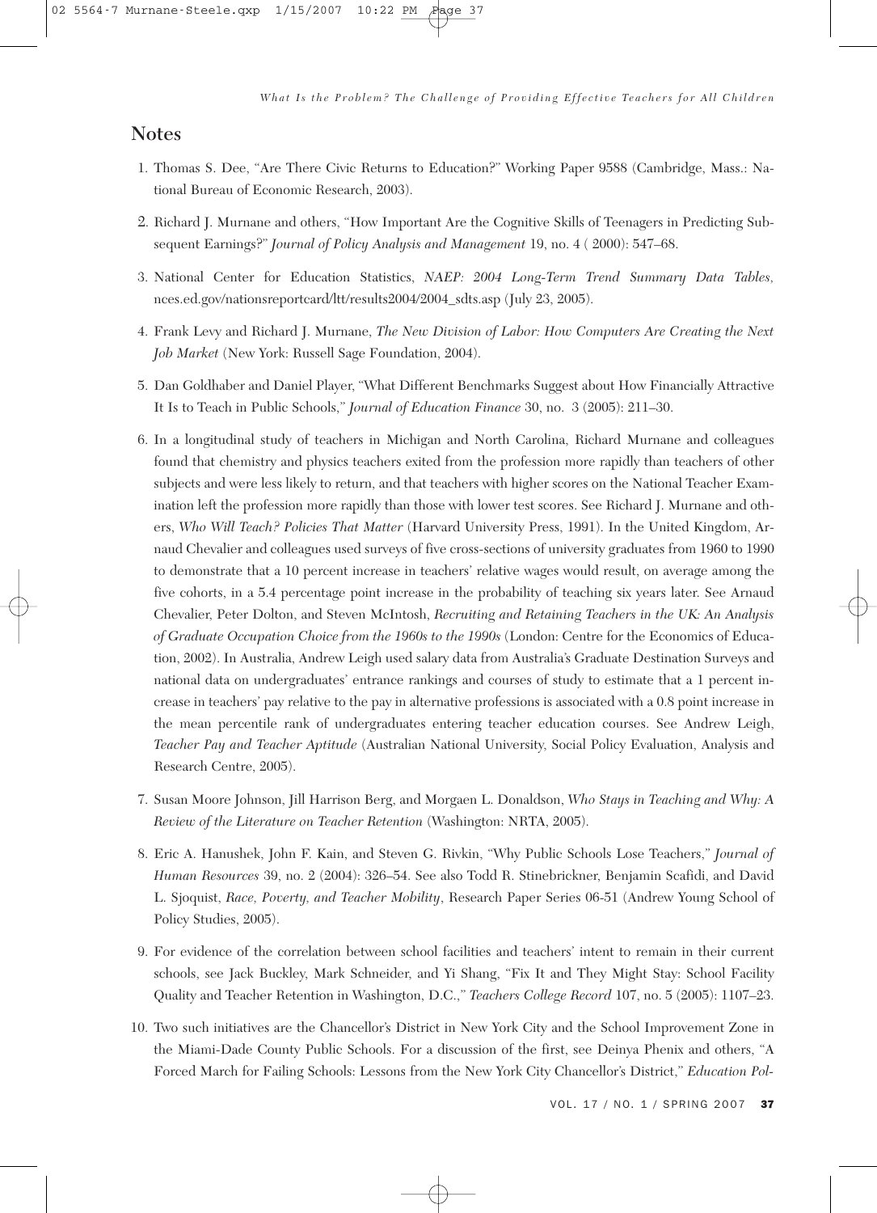## Notes

1. Thomas S. Dee, "Are There Civic Returns to Education?" Working Paper 9588 (Cambridge, Mass.: National Bureau of Economic Research, 2003).

2. Richard J. Murnane and others, "How Important Are the Cognitive Skills of Teenagers in Predicting Subsequent Earnings?" *Journal of Policy Analysis and Management* 19, no. 4 ( 2000): 547–68.

3. National Center for Education Statistics, *NAEP: 2004 Long-Term Trend Summary Data Tables,* nces.ed.gov/nationsreportcard/ltt/results2004/2004_sdts.asp (July 23, 2005).

4. Frank Levy and Richard J. Murnane, *The New Division of Labor: How Computers Are Creating the Next Job Market* (New York: Russell Sage Foundation, 2004).

5. Dan Goldhaber and Daniel Player, "What Different Benchmarks Suggest about How Financially Attractive It Is to Teach in Public Schools," *Journal of Education Finance* 30, no. 3 (2005): 211–30.

6. In a longitudinal study of teachers in Michigan and North Carolina, Richard Murnane and colleagues found that chemistry and physics teachers exited from the profession more rapidly than teachers of other subjects and were less likely to return, and that teachers with higher scores on the National Teacher Examination left the profession more rapidly than those with lower test scores. See Richard J. Murnane and others, *Who Will Teach? Policies That Matter* (Harvard University Press, 1991). In the United Kingdom, Arnaud Chevalier and colleagues used surveys of five cross-sections of university graduates from 1960 to 1990 to demonstrate that a 10 percent increase in teachers' relative wages would result, on average among the five cohorts, in a 5.4 percentage point increase in the probability of teaching six years later. See Arnaud Chevalier, Peter Dolton, and Steven McIntosh, *Recruiting and Retaining Teachers in the UK: An Analysis of Graduate Occupation Choice from the 1960s to the 1990s* (London: Centre for the Economics of Education, 2002). In Australia, Andrew Leigh used salary data from Australia's Graduate Destination Surveys and national data on undergraduates' entrance rankings and courses of study to estimate that a 1 percent increase in teachers' pay relative to the pay in alternative professions is associated with a 0.8 point increase in the mean percentile rank of undergraduates entering teacher education courses. See Andrew Leigh, *Teacher Pay and Teacher Aptitude* (Australian National University, Social Policy Evaluation, Analysis and Research Centre, 2005).

7. Susan Moore Johnson, Jill Harrison Berg, and Morgaen L. Donaldson, *Who Stays in Teaching and Why: A Review of the Literature on Teacher Retention* (Washington: NRTA, 2005).

8. Eric A. Hanushek, John F. Kain, and Steven G. Rivkin, "Why Public Schools Lose Teachers," *Journal of Human Resources* 39, no. 2 (2004): 326–54. See also Todd R. Stinebrickner, Benjamin Scafidi, and David L. Sjoquist, *Race, Poverty, and Teacher Mobility*, Research Paper Series 06-51 (Andrew Young School of Policy Studies, 2005).

9. For evidence of the correlation between school facilities and teachers' intent to remain in their current schools, see Jack Buckley, Mark Schneider, and Yi Shang, "Fix It and They Might Stay: School Facility Quality and Teacher Retention in Washington, D.C.," *Teachers College Record* 107, no. 5 (2005): 1107–23.

10. Two such initiatives are the Chancellor's District in New York City and the School Improvement Zone in the Miami-Dade County Public Schools. For a discussion of the first, see Deinya Phenix and others, "A Forced March for Failing Schools: Lessons from the New York City Chancellor's District," *Education Pol-*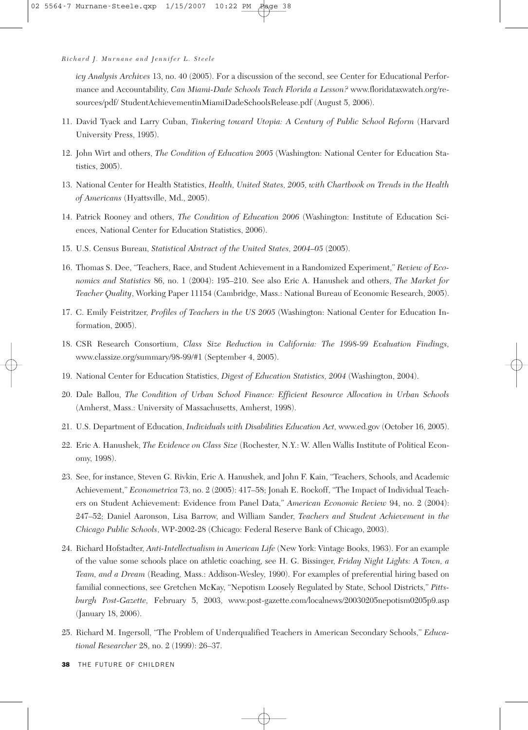*icy Analysis Archives* 13, no. 40 (2005). For a discussion of the second, see Center for Educational Performance and Accountability, *Can Miami-Dade Schools Teach Florida a Lesson?* www.floridataxwatch.org/resources/pdf/ StudentAchievementinMiamiDadeSchoolsRelease.pdf (August 5, 2006).

11. David Tyack and Larry Cuban, *Tinkering toward Utopia: A Century of Public School Reform* (Harvard University Press, 1995).

12. John Wirt and others, *The Condition of Education 2005* (Washington: National Center for Education Statistics, 2005).

13. National Center for Health Statistics, *Health, United States, 2005, with Chartbook on Trends in the Health of Americans* (Hyattsville, Md., 2005).

14. Patrick Rooney and others, *The Condition of Education 2006* (Washington: Institute of Education Sciences, National Center for Education Statistics, 2006).

15. U.S. Census Bureau, *Statistical Abstract of the United States, 2004–05* (2005).

16. Thomas S. Dee, "Teachers, Race, and Student Achievement in a Randomized Experiment," *Review of Economics and Statistics* 86, no. 1 (2004): 195–210. See also Eric A. Hanushek and others, *The Market for Teacher Quality*, Working Paper 11154 (Cambridge, Mass.: National Bureau of Economic Research, 2005).

17. C. Emily Feistritzer, *Profiles of Teachers in the US 2005* (Washington: National Center for Education Information, 2005).

18. CSR Research Consortium, *Class Size Reduction in California: The 1998-99 Evaluation Findings*, www.classize.org/summary/98-99/#1 (September 4, 2005).

19. National Center for Education Statistics, *Digest of Education Statistics, 2004* (Washington, 2004).

20. Dale Ballou, *The Condition of Urban School Finance: Efficient Resource Allocation in Urban Schools* (Amherst, Mass.: University of Massachusetts, Amherst, 1998).

21. U.S. Department of Education, *Individuals with Disabilities Education Act,* www.ed.gov (October 16, 2005).

22. Eric A. Hanushek, *The Evidence on Class Size* (Rochester, N.Y.: W. Allen Wallis Institute of Political Economy, 1998).

23. See, for instance, Steven G. Rivkin, Eric A. Hanushek, and John F. Kain, "Teachers, Schools, and Academic Achievement," *Econometrica* 73, no. 2 (2005): 417–58; Jonah E. Rockoff, "The Impact of Individual Teachers on Student Achievement: Evidence from Panel Data," *American Economic Review* 94, no. 2 (2004): 247–52; Daniel Aaronson, Lisa Barrow, and William Sander, *Teachers and Student Achievement in the Chicago Public Schools*, WP-2002-28 (Chicago: Federal Reserve Bank of Chicago, 2003).

24. Richard Hofstadter, *Anti-Intellectualism in American Life* (New York: Vintage Books, 1963). For an example of the value some schools place on athletic coaching, see H. G. Bissinger, *Friday Night Lights: A Town, a Team, and a Dream* (Reading, Mass.: Addison-Wesley, 1990). For examples of preferential hiring based on familial connections, see Gretchen McKay, "Nepotism Loosely Regulated by State, School Districts," *Pittsburgh Post-Gazette,* February 5, 2003, www.post-gazette.com/localnews/20030205nepotism0205p9.asp (January 18, 2006).

25. Richard M. Ingersoll, "The Problem of Underqualified Teachers in American Secondary Schools," *Educational Researcher* 28, no. 2 (1999): 26–37.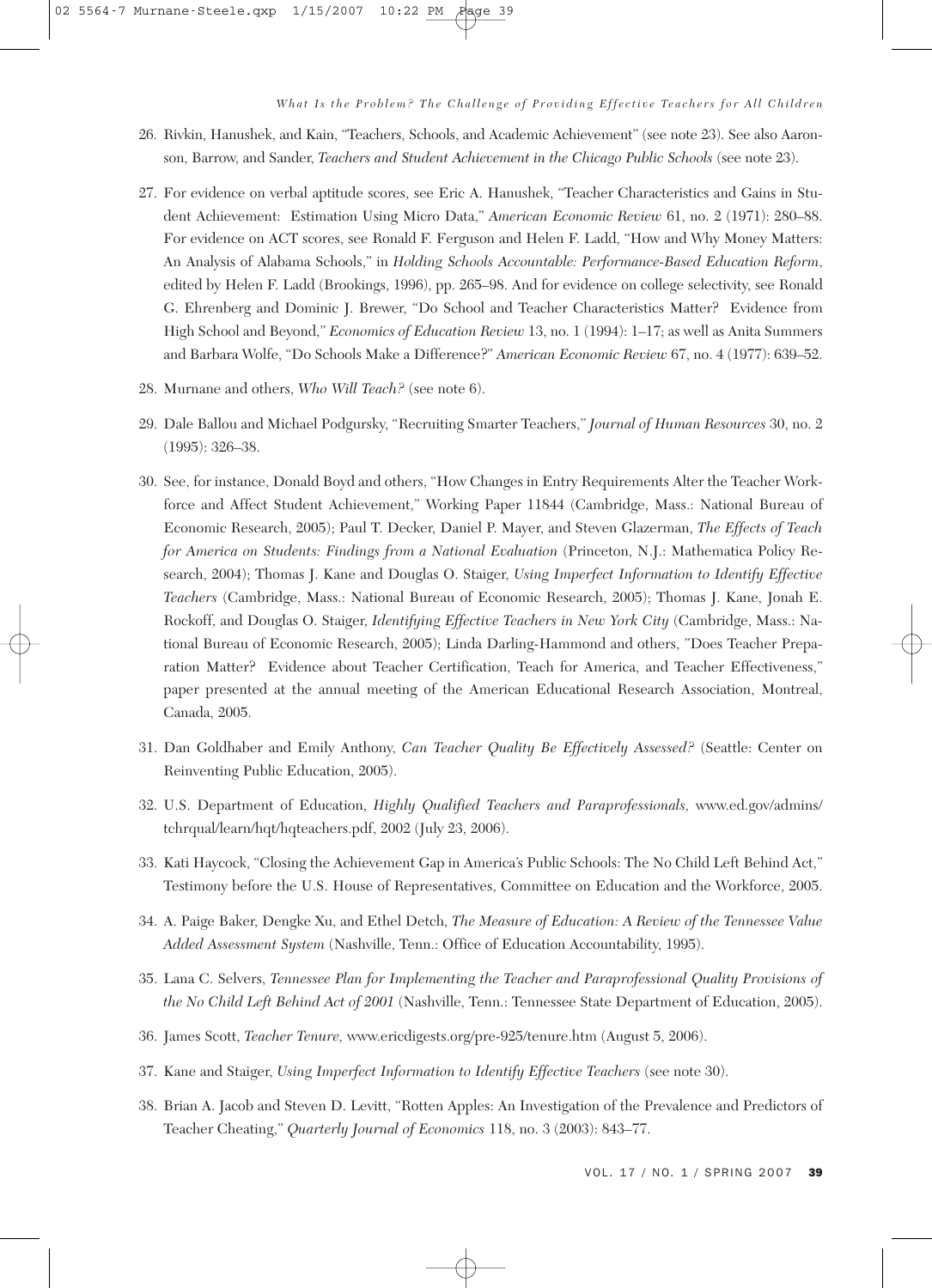26. Rivkin, Hanushek, and Kain, "Teachers, Schools, and Academic Achievement" (see note 23). See also Aaronson, Barrow, and Sander, *Teachers and Student Achievement in the Chicago Public Schools* (see note 23).

27. For evidence on verbal aptitude scores, see Eric A. Hanushek, "Teacher Characteristics and Gains in Student Achievement: Estimation Using Micro Data," *American Economic Review* 61, no. 2 (1971): 280–88. For evidence on ACT scores, see Ronald F. Ferguson and Helen F. Ladd, "How and Why Money Matters: An Analysis of Alabama Schools," in *Holding Schools Accountable: Performance-Based Education Reform*, edited by Helen F. Ladd (Brookings, 1996), pp. 265–98. And for evidence on college selectivity, see Ronald G. Ehrenberg and Dominic J. Brewer, "Do School and Teacher Characteristics Matter? Evidence from High School and Beyond," *Economics of Education Review* 13, no. 1 (1994): 1–17; as well as Anita Summers and Barbara Wolfe, "Do Schools Make a Difference?" *American Economic Review* 67, no. 4 (1977): 639–52.

28. Murnane and others, *Who Will Teach?* (see note 6).

29. Dale Ballou and Michael Podgursky, "Recruiting Smarter Teachers," *Journal of Human Resources* 30, no. 2 (1995): 326–38.

30. See, for instance, Donald Boyd and others, "How Changes in Entry Requirements Alter the Teacher Workforce and Affect Student Achievement," Working Paper 11844 (Cambridge, Mass.: National Bureau of Economic Research, 2005); Paul T. Decker, Daniel P. Mayer, and Steven Glazerman, *The Effects of Teach for America on Students: Findings from a National Evaluation* (Princeton, N.J.: Mathematica Policy Research, 2004); Thomas J. Kane and Douglas O. Staiger, *Using Imperfect Information to Identify Effective Teachers* (Cambridge, Mass.: National Bureau of Economic Research, 2005); Thomas J. Kane, Jonah E. Rockoff, and Douglas O. Staiger, *Identifying Effective Teachers in New York City* (Cambridge, Mass.: National Bureau of Economic Research, 2005); Linda Darling-Hammond and others, "Does Teacher Preparation Matter? Evidence about Teacher Certification, Teach for America, and Teacher Effectiveness," paper presented at the annual meeting of the American Educational Research Association, Montreal, Canada, 2005.

31. Dan Goldhaber and Emily Anthony, *Can Teacher Quality Be Effectively Assessed?* (Seattle: Center on Reinventing Public Education, 2005).

32. U.S. Department of Education, *Highly Qualified Teachers and Paraprofessionals,* www.ed.gov/admins/tchrqual/learn/hqt/hqteachers.pdf, 2002 (July 23, 2006).

33. Kati Haycock, "Closing the Achievement Gap in America's Public Schools: The No Child Left Behind Act," Testimony before the U.S. House of Representatives, Committee on Education and the Workforce, 2005.

34. A. Paige Baker, Dengke Xu, and Ethel Detch, *The Measure of Education: A Review of the Tennessee Value Added Assessment System* (Nashville, Tenn.: Office of Education Accountability, 1995).

35. Lana C. Selvers, *Tennessee Plan for Implementing the Teacher and Paraprofessional Quality Provisions of the No Child Left Behind Act of 2001* (Nashville, Tenn.: Tennessee State Department of Education, 2005).

36. James Scott, *Teacher Tenure,* www.ericdigests.org/pre-925/tenure.htm (August 5, 2006).

37. Kane and Staiger, *Using Imperfect Information to Identify Effective Teachers* (see note 30).

38. Brian A. Jacob and Steven D. Levitt, "Rotten Apples: An Investigation of the Prevalence and Predictors of Teacher Cheating," *Quarterly Journal of Economics* 118, no. 3 (2003): 843–77.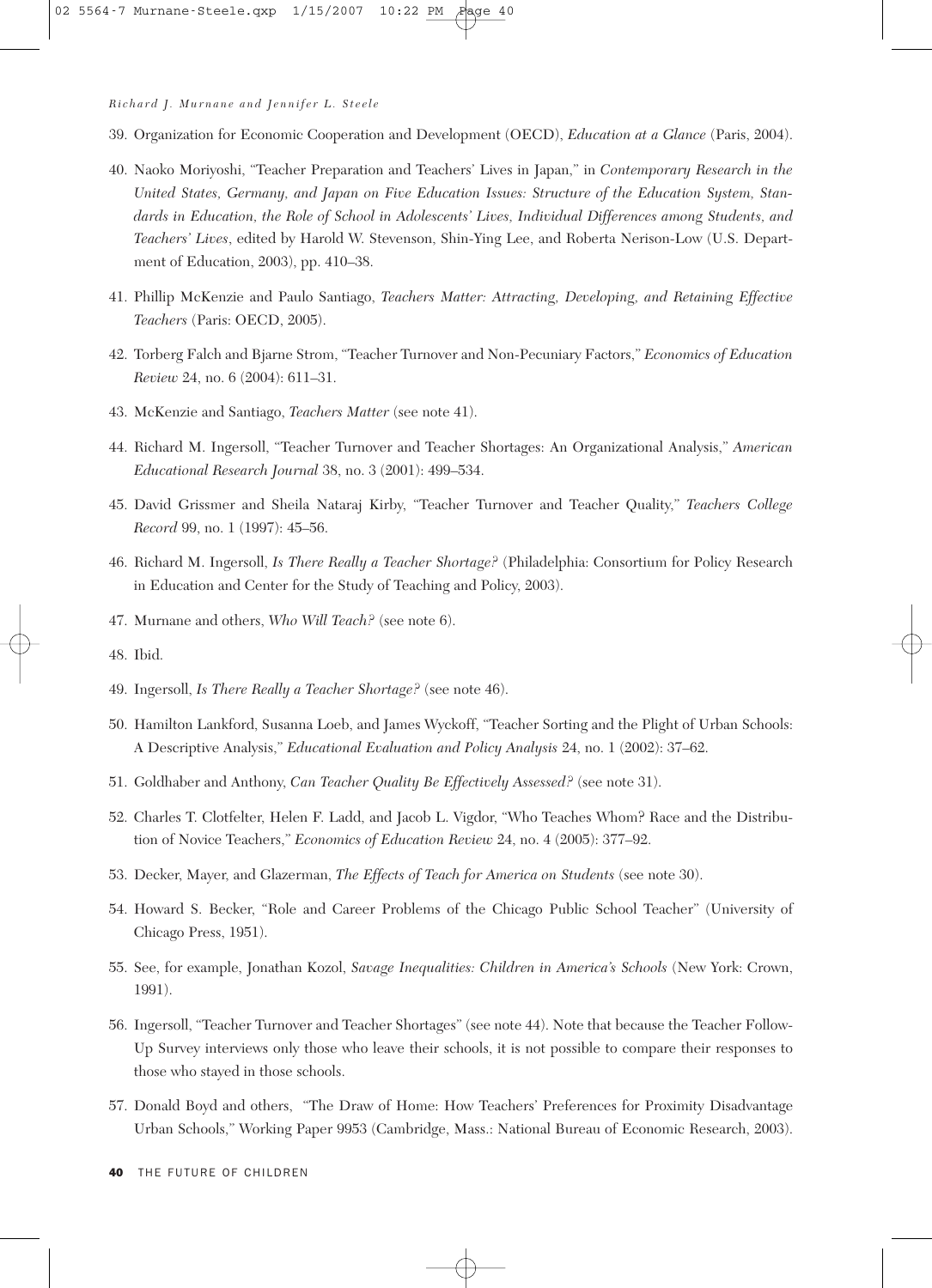39. Organization for Economic Cooperation and Development (OECD), *Education at a Glance* (Paris, 2004).

40. Naoko Moriyoshi, "Teacher Preparation and Teachers' Lives in Japan," in *Contemporary Research in the United States, Germany, and Japan on Five Education Issues: Structure of the Education System, Standards in Education, the Role of School in Adolescents' Lives, Individual Differences among Students, and Teachers' Lives*, edited by Harold W. Stevenson, Shin-Ying Lee, and Roberta Nerison-Low (U.S. Department of Education, 2003), pp. 410–38.

41. Phillip McKenzie and Paulo Santiago, *Teachers Matter: Attracting, Developing, and Retaining Effective Teachers* (Paris: OECD, 2005).

42. Torberg Falch and Bjarne Strom, "Teacher Turnover and Non-Pecuniary Factors," *Economics of Education Review* 24, no. 6 (2004): 611–31.

43. McKenzie and Santiago, *Teachers Matter* (see note 41).

44. Richard M. Ingersoll, "Teacher Turnover and Teacher Shortages: An Organizational Analysis," *American Educational Research Journal* 38, no. 3 (2001): 499–534.

45. David Grissmer and Sheila Nataraj Kirby, "Teacher Turnover and Teacher Quality," *Teachers College Record* 99, no. 1 (1997): 45–56.

46. Richard M. Ingersoll, *Is There Really a Teacher Shortage?* (Philadelphia: Consortium for Policy Research in Education and Center for the Study of Teaching and Policy, 2003).

47. Murnane and others, *Who Will Teach?* (see note 6).

48. Ibid.

49. Ingersoll, *Is There Really a Teacher Shortage?* (see note 46).

50. Hamilton Lankford, Susanna Loeb, and James Wyckoff, "Teacher Sorting and the Plight of Urban Schools: A Descriptive Analysis," *Educational Evaluation and Policy Analysis* 24, no. 1 (2002): 37–62.

51. Goldhaber and Anthony, *Can Teacher Quality Be Effectively Assessed?* (see note 31).

52. Charles T. Clotfelter, Helen F. Ladd, and Jacob L. Vigdor, "Who Teaches Whom? Race and the Distribution of Novice Teachers," *Economics of Education Review* 24, no. 4 (2005): 377–92.

53. Decker, Mayer, and Glazerman, *The Effects of Teach for America on Students* (see note 30).

54. Howard S. Becker, "Role and Career Problems of the Chicago Public School Teacher" (University of Chicago Press, 1951).

55. See, for example, Jonathan Kozol, *Savage Inequalities: Children in America's Schools* (New York: Crown, 1991).

56. Ingersoll, "Teacher Turnover and Teacher Shortages" (see note 44). Note that because the Teacher Follow-Up Survey interviews only those who leave their schools, it is not possible to compare their responses to those who stayed in those schools.

57. Donald Boyd and others, "The Draw of Home: How Teachers' Preferences for Proximity Disadvantage Urban Schools," Working Paper 9953 (Cambridge, Mass.: National Bureau of Economic Research, 2003).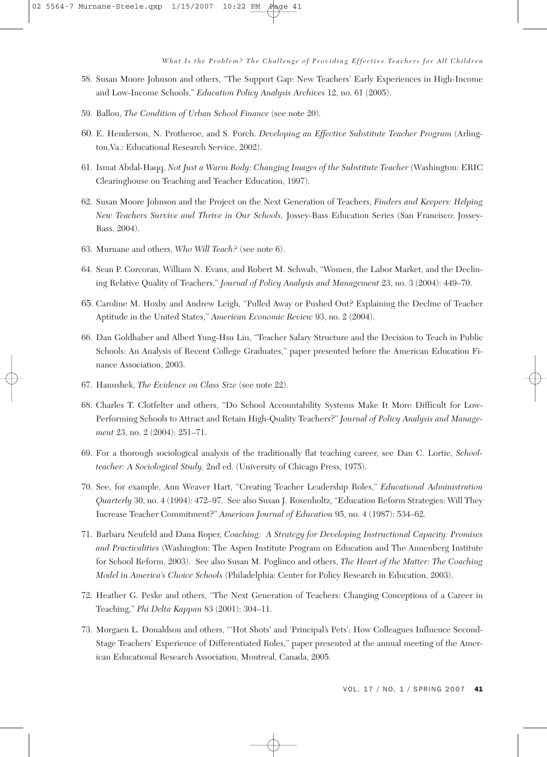58. Susan Moore Johnson and others, "The Support Gap: New Teachers' Early Experiences in High-Income and Low-Income Schools," *Education Policy Analysis Archives* 12, no. 61 (2005).

59. Ballou, *The Condition of Urban School Finance* (see note 20).

60. E. Henderson, N. Protheroe, and S. Porch. *Developing an Effective Substitute Teacher Program* (Arlington,Va.: Educational Research Service, 2002).

61. Ismat Abdal-Haqq, *Not Just a Warm Body: Changing Images of the Substitute Teacher* (Washington: ERIC Clearinghouse on Teaching and Teacher Education, 1997).

62. Susan Moore Johnson and the Project on the Next Generation of Teachers, *Finders and Keepers: Helping New Teachers Survive and Thrive in Our Schools,* Jossey-Bass Education Series (San Francisco: Jossey-Bass, 2004).

63. Murnane and others, *Who Will Teach?* (see note 6).

64. Sean P. Corcoran, William N. Evans, and Robert M. Schwab, "Women, the Labor Market, and the Declining Relative Quality of Teachers," *Journal of Policy Analysis and Management* 23, no. 3 (2004): 449–70.

65. Caroline M. Hoxby and Andrew Leigh, "Pulled Away or Pushed Out? Explaining the Decline of Teacher Aptitude in the United States," *American Economic Review* 93, no. 2 (2004).

66. Dan Goldhaber and Albert Yung-Hsu Liu, "Teacher Salary Structure and the Decision to Teach in Public Schools: An Analysis of Recent College Graduates," paper presented before the American Education Finance Association, 2003.

67. Hanushek, *The Evidence on Class Size* (see note 22).

68. Charles T. Clotfelter and others, "Do School Accountability Systems Make It More Difficult for Low-Performing Schools to Attract and Retain High-Quality Teachers?" *Journal of Policy Analysis and Management* 23, no. 2 (2004): 251–71.

69. For a thorough sociological analysis of the traditionally flat teaching career, see Dan C. Lortie, *Schoolteacher: A Sociological Study,* 2nd ed. (University of Chicago Press, 1975).

70. See, for example, Ann Weaver Hart, "Creating Teacher Leadership Roles," *Educational Administration Quarterly* 30, no. 4 (1994): 472–97. See also Susan J. Rosenholtz, "Education Reform Strategies: Will They Increase Teacher Commitment?" *American Journal of Education* 95, no. 4 (1987): 534–62.

71. Barbara Neufeld and Dana Roper, *Coaching: A Strategy for Developing Instructional Capacity: Promises and Practicalities* (Washington: The Aspen Institute Program on Education and The Annenberg Institute for School Reform, 2003). See also Susan M. Poglinco and others, *The Heart of the Matter: The Coaching Model in America's Choice Schools* (Philadelphia: Center for Policy Research in Education, 2003).

72. Heather G. Peske and others, "The Next Generation of Teachers: Changing Conceptions of a Career in Teaching," *Phi Delta Kappan* 83 (2001): 304–11.

73. Morgaen L. Donaldson and others, "'Hot Shots' and 'Principal's Pets': How Colleagues Influence Second-Stage Teachers' Experience of Differentiated Roles," paper presented at the annual meeting of the American Educational Research Association, Montreal, Canada, 2005.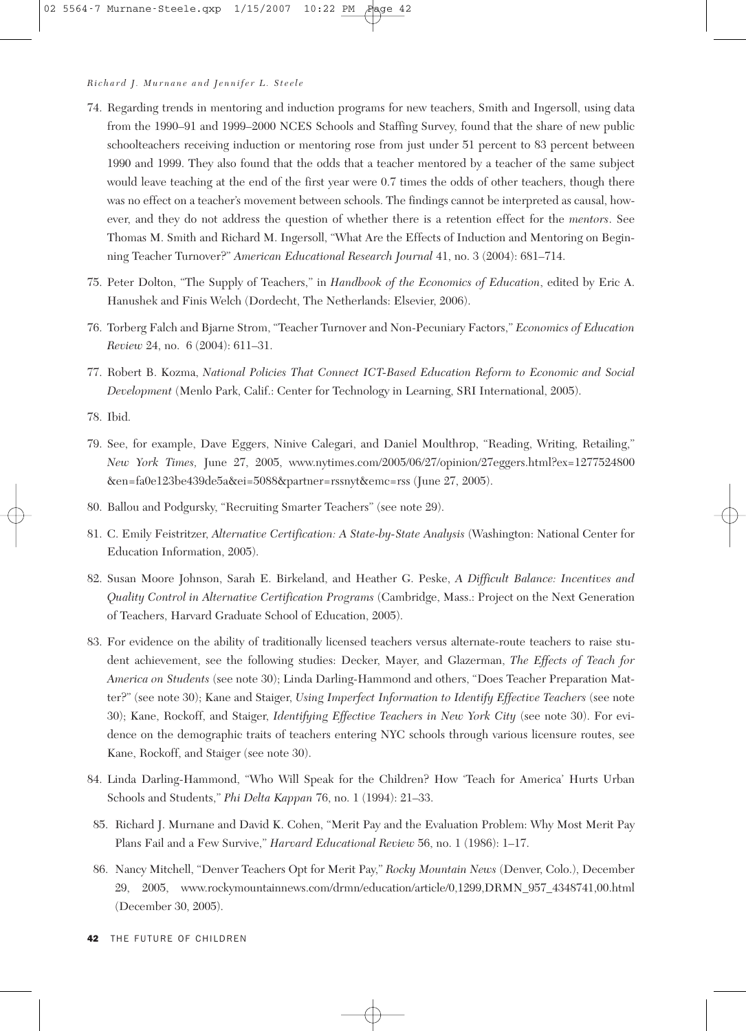74. Regarding trends in mentoring and induction programs for new teachers, Smith and Ingersoll, using data from the 1990–91 and 1999–2000 NCES Schools and Staffing Survey, found that the share of new public schoolteachers receiving induction or mentoring rose from just under 51 percent to 83 percent between 1990 and 1999. They also found that the odds that a teacher mentored by a teacher of the same subject would leave teaching at the end of the first year were 0.7 times the odds of other teachers, though there was no effect on a teacher's movement between schools. The findings cannot be interpreted as causal, however, and they do not address the question of whether there is a retention effect for the *mentors*. See Thomas M. Smith and Richard M. Ingersoll, "What Are the Effects of Induction and Mentoring on Beginning Teacher Turnover?" *American Educational Research Journal* 41, no. 3 (2004): 681–714.

75. Peter Dolton, "The Supply of Teachers," in *Handbook of the Economics of Education*, edited by Eric A. Hanushek and Finis Welch (Dordecht, The Netherlands: Elsevier, 2006).

76. Torberg Falch and Bjarne Strom, "Teacher Turnover and Non-Pecuniary Factors," *Economics of Education Review* 24, no. 6 (2004): 611–31.

77. Robert B. Kozma, *National Policies That Connect ICT-Based Education Reform to Economic and Social Development* (Menlo Park, Calif.: Center for Technology in Learning, SRI International, 2005).

78. Ibid.

79. See, for example, Dave Eggers, Ninive Calegari, and Daniel Moulthrop, "Reading, Writing, Retailing," *New York Times*, June 27, 2005, www.nytimes.com/2005/06/27/opinion/27eggers.html?ex=1277524800&en=fa0e123be439de5a&ei=5088&partner=rssnyt&emc=rss (June 27, 2005).

80. Ballou and Podgursky, "Recruiting Smarter Teachers" (see note 29).

81. C. Emily Feistritzer, *Alternative Certification: A State-by-State Analysis* (Washington: National Center for Education Information, 2005).

82. Susan Moore Johnson, Sarah E. Birkeland, and Heather G. Peske, *A Difficult Balance: Incentives and Quality Control in Alternative Certification Programs* (Cambridge, Mass.: Project on the Next Generation of Teachers, Harvard Graduate School of Education, 2005).

83. For evidence on the ability of traditionally licensed teachers versus alternate-route teachers to raise student achievement, see the following studies: Decker, Mayer, and Glazerman, *The Effects of Teach for America on Students* (see note 30); Linda Darling-Hammond and others, "Does Teacher Preparation Matter?" (see note 30); Kane and Staiger, *Using Imperfect Information to Identify Effective Teachers* (see note 30); Kane, Rockoff, and Staiger, *Identifying Effective Teachers in New York City* (see note 30). For evidence on the demographic traits of teachers entering NYC schools through various licensure routes, see Kane, Rockoff, and Staiger (see note 30).

84. Linda Darling-Hammond, "Who Will Speak for the Children? How 'Teach for America' Hurts Urban Schools and Students," *Phi Delta Kappan* 76, no. 1 (1994): 21–33.

85. Richard J. Murnane and David K. Cohen, "Merit Pay and the Evaluation Problem: Why Most Merit Pay Plans Fail and a Few Survive," *Harvard Educational Review* 56, no. 1 (1986): 1–17.

86. Nancy Mitchell, "Denver Teachers Opt for Merit Pay," *Rocky Mountain News* (Denver, Colo.), December 29, 2005, www.rockymountainnews.com/drmn/education/article/0,1299,DRMN_957_4348741,00.html (December 30, 2005).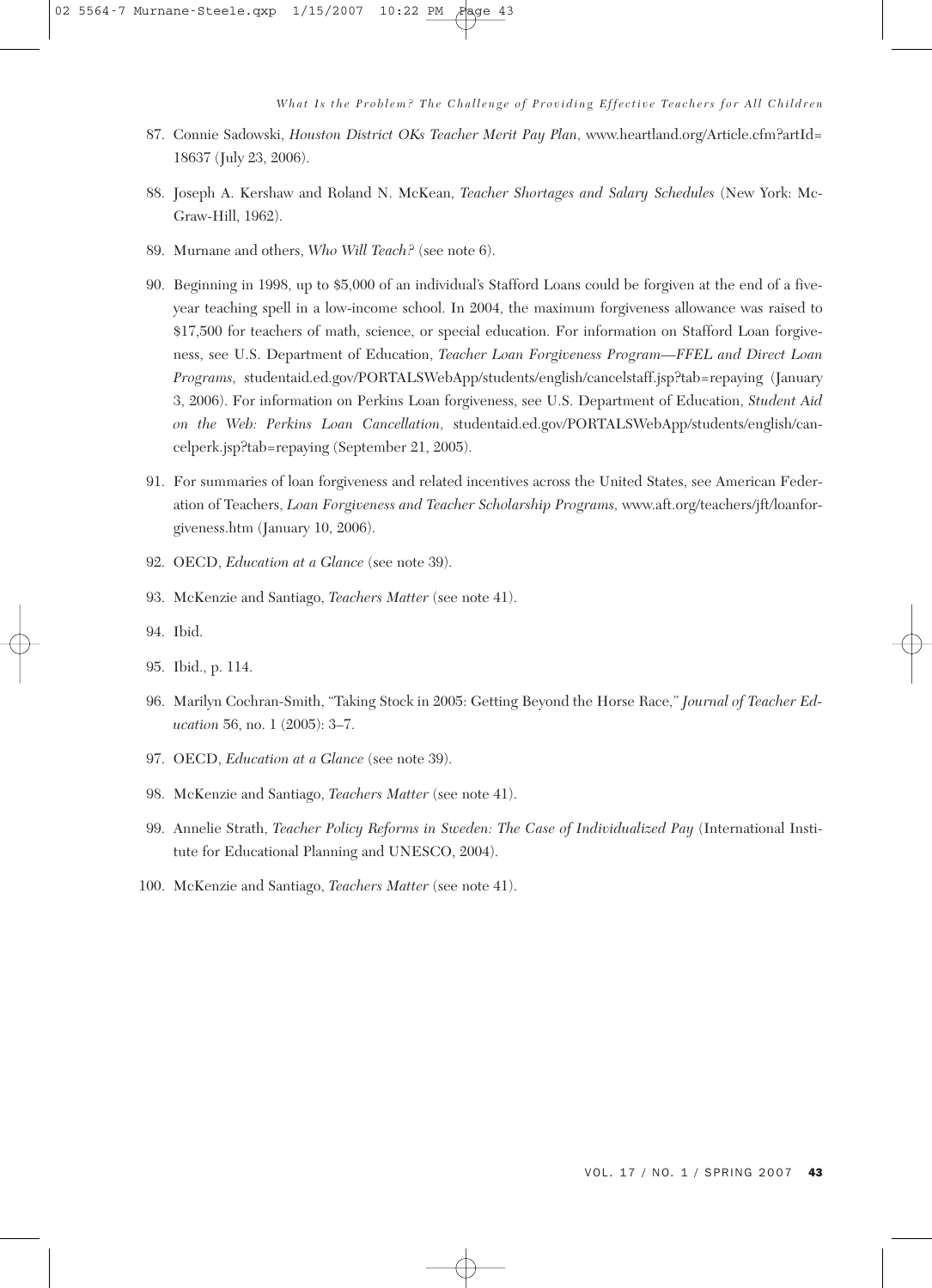87. Connie Sadowski, *Houston District OKs Teacher Merit Pay Plan,* www.heartland.org/Article.cfm?artId=18637 (July 23, 2006).

88. Joseph A. Kershaw and Roland N. McKean, *Teacher Shortages and Salary Schedules* (New York: McGraw-Hill, 1962).

89. Murnane and others, *Who Will Teach?* (see note 6).

90. Beginning in 1998, up to $5,000 of an individual's Stafford Loans could be forgiven at the end of a five-year teaching spell in a low-income school. In 2004, the maximum forgiveness allowance was raised to $17,500 for teachers of math, science, or special education. For information on Stafford Loan forgiveness, see U.S. Department of Education, *Teacher Loan Forgiveness Program—FFEL and Direct Loan Programs,* studentaid.ed.gov/PORTALSWebApp/students/english/cancelstaff.jsp?tab=repaying (January 3, 2006). For information on Perkins Loan forgiveness, see U.S. Department of Education, *Student Aid on the Web: Perkins Loan Cancellation,* studentaid.ed.gov/PORTALSWebApp/students/english/cancelperk.jsp?tab=repaying (September 21, 2005).

91. For summaries of loan forgiveness and related incentives across the United States, see American Federation of Teachers, *Loan Forgiveness and Teacher Scholarship Programs,* www.aft.org/teachers/jft/loanforgiveness.htm (January 10, 2006).

92. OECD, *Education at a Glance* (see note 39).

93. McKenzie and Santiago, *Teachers Matter* (see note 41).

94. Ibid.

95. Ibid., p. 114.

96. Marilyn Cochran-Smith, "Taking Stock in 2005: Getting Beyond the Horse Race," *Journal of Teacher Education* 56, no. 1 (2005): 3–7.

97. OECD, *Education at a Glance* (see note 39).

98. McKenzie and Santiago, *Teachers Matter* (see note 41).

99. Annelie Strath, *Teacher Policy Reforms in Sweden: The Case of Individualized Pay* (International Institute for Educational Planning and UNESCO, 2004).

100. McKenzie and Santiago, *Teachers Matter* (see note 41).